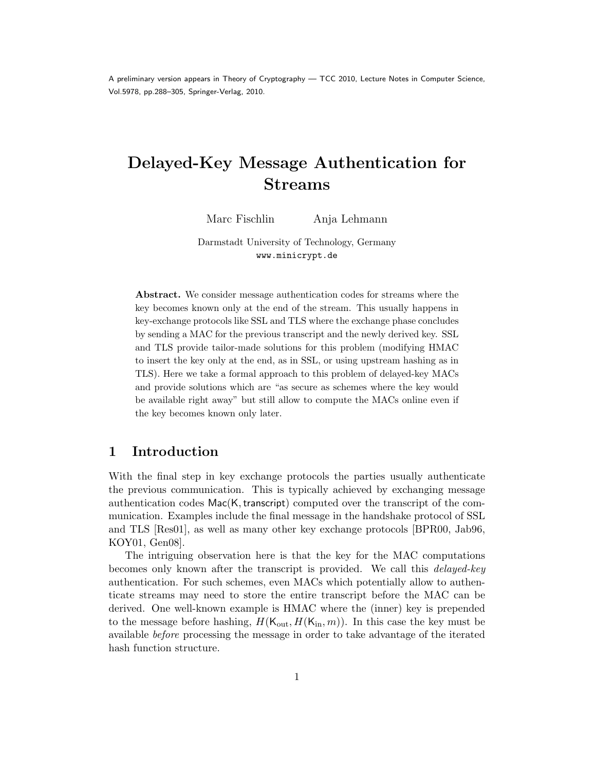A preliminary version appears in Theory of Cryptography — TCC 2010, Lecture Notes in Computer Science, Vol.5978, pp.288–305, Springer-Verlag, 2010.

# Delayed-Key Message Authentication for Streams

Marc Fischlin  Anja Lehmann

Darmstadt University of Technology, Germany
www.minicrypt.de

**Abstract.** We consider message authentication codes for streams where the key becomes known only at the end of the stream. This usually happens in key-exchange protocols like SSL and TLS where the exchange phase concludes by sending a MAC for the previous transcript and the newly derived key. SSL and TLS provide tailor-made solutions for this problem (modifying HMAC to insert the key only at the end, as in SSL, or using upstream hashing as in TLS). Here we take a formal approach to this problem of delayed-key MACs and provide solutions which are "as secure as schemes where the key would be available right away" but still allow to compute the MACs online even if the key becomes known only later.

## 1 Introduction

With the final step in key exchange protocols the parties usually authenticate the previous communication. This is typically achieved by exchanging message authentication codes $\mathsf{Mac}(\mathsf{K}, \mathsf{transcript})$ computed over the transcript of the communication. Examples include the final message in the handshake protocol of SSL and TLS [Res01], as well as many other key exchange protocols [BPR00, Jab96, KOY01, Gen08].

The intriguing observation here is that the key for the MAC computations becomes only known after the transcript is provided. We call this *delayed-key* authentication. For such schemes, even MACs which potentially allow to authenticate streams may need to store the entire transcript before the MAC can be derived. One well-known example is HMAC where the (inner) key is prepended to the message before hashing, $H(\mathsf{K}_{\mathrm{out}}, H(\mathsf{K}_{\mathrm{in}}, m))$. In this case the key must be available *before* processing the message in order to take advantage of the iterated hash function structure.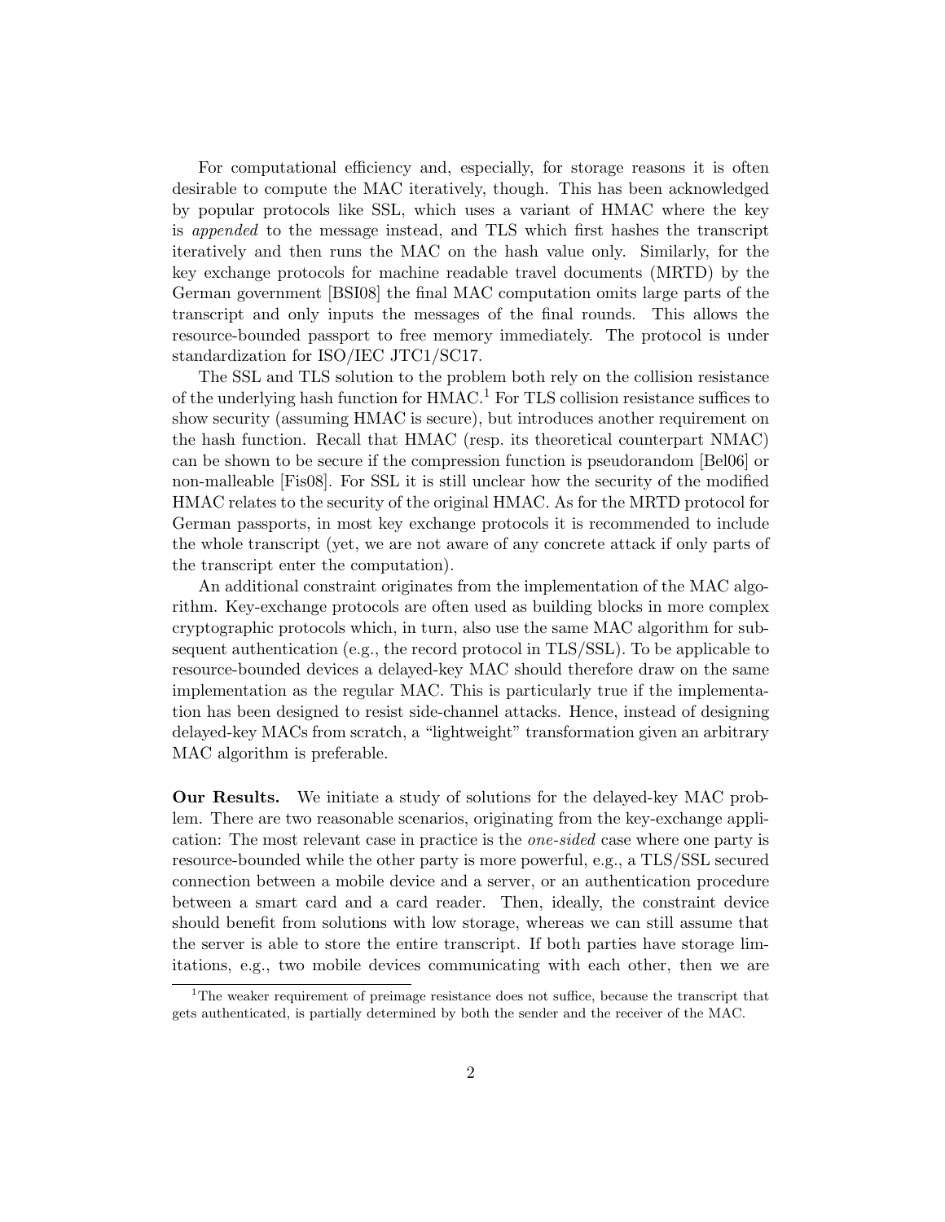For computational efficiency and, especially, for storage reasons it is often desirable to compute the MAC iteratively, though. This has been acknowledged by popular protocols like SSL, which uses a variant of HMAC where the key is *appended* to the message instead, and TLS which first hashes the transcript iteratively and then runs the MAC on the hash value only. Similarly, for the key exchange protocols for machine readable travel documents (MRTD) by the German government [BSI08] the final MAC computation omits large parts of the transcript and only inputs the messages of the final rounds. This allows the resource-bounded passport to free memory immediately. The protocol is under standardization for ISO/IEC JTC1/SC17.

The SSL and TLS solution to the problem both rely on the collision resistance of the underlying hash function for HMAC.[1] For TLS collision resistance suffices to show security (assuming HMAC is secure), but introduces another requirement on the hash function. Recall that HMAC (resp. its theoretical counterpart NMAC) can be shown to be secure if the compression function is pseudorandom [Bel06] or non-malleable [Fis08]. For SSL it is still unclear how the security of the modified HMAC relates to the security of the original HMAC. As for the MRTD protocol for German passports, in most key exchange protocols it is recommended to include the whole transcript (yet, we are not aware of any concrete attack if only parts of the transcript enter the computation).

An additional constraint originates from the implementation of the MAC algorithm. Key-exchange protocols are often used as building blocks in more complex cryptographic protocols which, in turn, also use the same MAC algorithm for subsequent authentication (e.g., the record protocol in TLS/SSL). To be applicable to resource-bounded devices a delayed-key MAC should therefore draw on the same implementation as the regular MAC. This is particularly true if the implementation has been designed to resist side-channel attacks. Hence, instead of designing delayed-key MACs from scratch, a "lightweight" transformation given an arbitrary MAC algorithm is preferable.

**Our Results.** We initiate a study of solutions for the delayed-key MAC problem. There are two reasonable scenarios, originating from the key-exchange application: The most relevant case in practice is the *one-sided* case where one party is resource-bounded while the other party is more powerful, e.g., a TLS/SSL secured connection between a mobile device and a server, or an authentication procedure between a smart card and a card reader. Then, ideally, the constraint device should benefit from solutions with low storage, whereas we can still assume that the server is able to store the entire transcript. If both parties have storage limitations, e.g., two mobile devices communicating with each other, then we are

[1] The weaker requirement of preimage resistance does not suffice, because the transcript that gets authenticated, is partially determined by both the sender and the receiver of the MAC.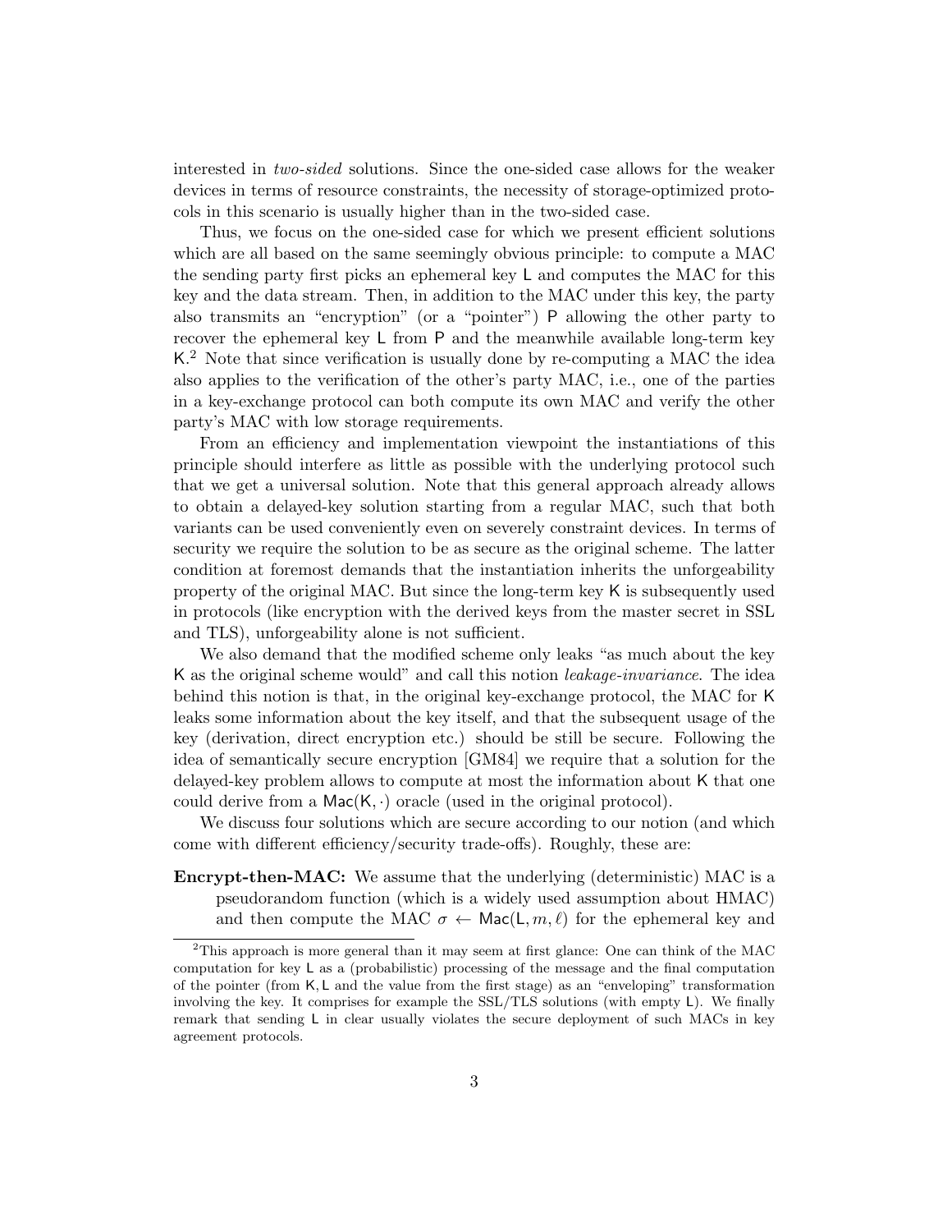interested in *two-sided* solutions. Since the one-sided case allows for the weaker devices in terms of resource constraints, the necessity of storage-optimized protocols in this scenario is usually higher than in the two-sided case.

Thus, we focus on the one-sided case for which we present efficient solutions which are all based on the same seemingly obvious principle: to compute a MAC the sending party first picks an ephemeral key $\mathsf{L}$ and computes the MAC for this key and the data stream. Then, in addition to the MAC under this key, the party also transmits an "encryption" (or a "pointer") $\mathsf{P}$ allowing the other party to recover the ephemeral key $\mathsf{L}$ from $\mathsf{P}$ and the meanwhile available long-term key $\mathsf{K}$.[2] Note that since verification is usually done by re-computing a MAC the idea also applies to the verification of the other's party MAC, i.e., one of the parties in a key-exchange protocol can both compute its own MAC and verify the other party's MAC with low storage requirements.

From an efficiency and implementation viewpoint the instantiations of this principle should interfere as little as possible with the underlying protocol such that we get a universal solution. Note that this general approach already allows to obtain a delayed-key solution starting from a regular MAC, such that both variants can be used conveniently even on severely constraint devices. In terms of security we require the solution to be as secure as the original scheme. The latter condition at foremost demands that the instantiation inherits the unforgeability property of the original MAC. But since the long-term key $\mathsf{K}$ is subsequently used in protocols (like encryption with the derived keys from the master secret in SSL and TLS), unforgeability alone is not sufficient.

We also demand that the modified scheme only leaks "as much about the key $\mathsf{K}$ as the original scheme would" and call this notion *leakage-invariance*. The idea behind this notion is that, in the original key-exchange protocol, the MAC for $\mathsf{K}$ leaks some information about the key itself, and that the subsequent usage of the key (derivation, direct encryption etc.) should be still be secure. Following the idea of semantically secure encryption [GM84] we require that a solution for the delayed-key problem allows to compute at most the information about $\mathsf{K}$ that one could derive from a $\mathsf{Mac}(\mathsf{K}, \cdot)$ oracle (used in the original protocol).

We discuss four solutions which are secure according to our notion (and which come with different efficiency/security trade-offs). Roughly, these are:

**Encrypt-then-MAC:** We assume that the underlying (deterministic) MAC is a pseudorandom function (which is a widely used assumption about HMAC) and then compute the MAC $\sigma \leftarrow \mathsf{Mac}(\mathsf{L}, m, \ell)$ for the ephemeral key and

[2] This approach is more general than it may seem at first glance: One can think of the MAC computation for key $\mathsf{L}$ as a (probabilistic) processing of the message and the final computation of the pointer (from $\mathsf{K}, \mathsf{L}$ and the value from the first stage) as an "enveloping" transformation involving the key. It comprises for example the SSL/TLS solutions (with empty $\mathsf{L}$). We finally remark that sending $\mathsf{L}$ in clear usually violates the secure deployment of such MACs in key agreement protocols.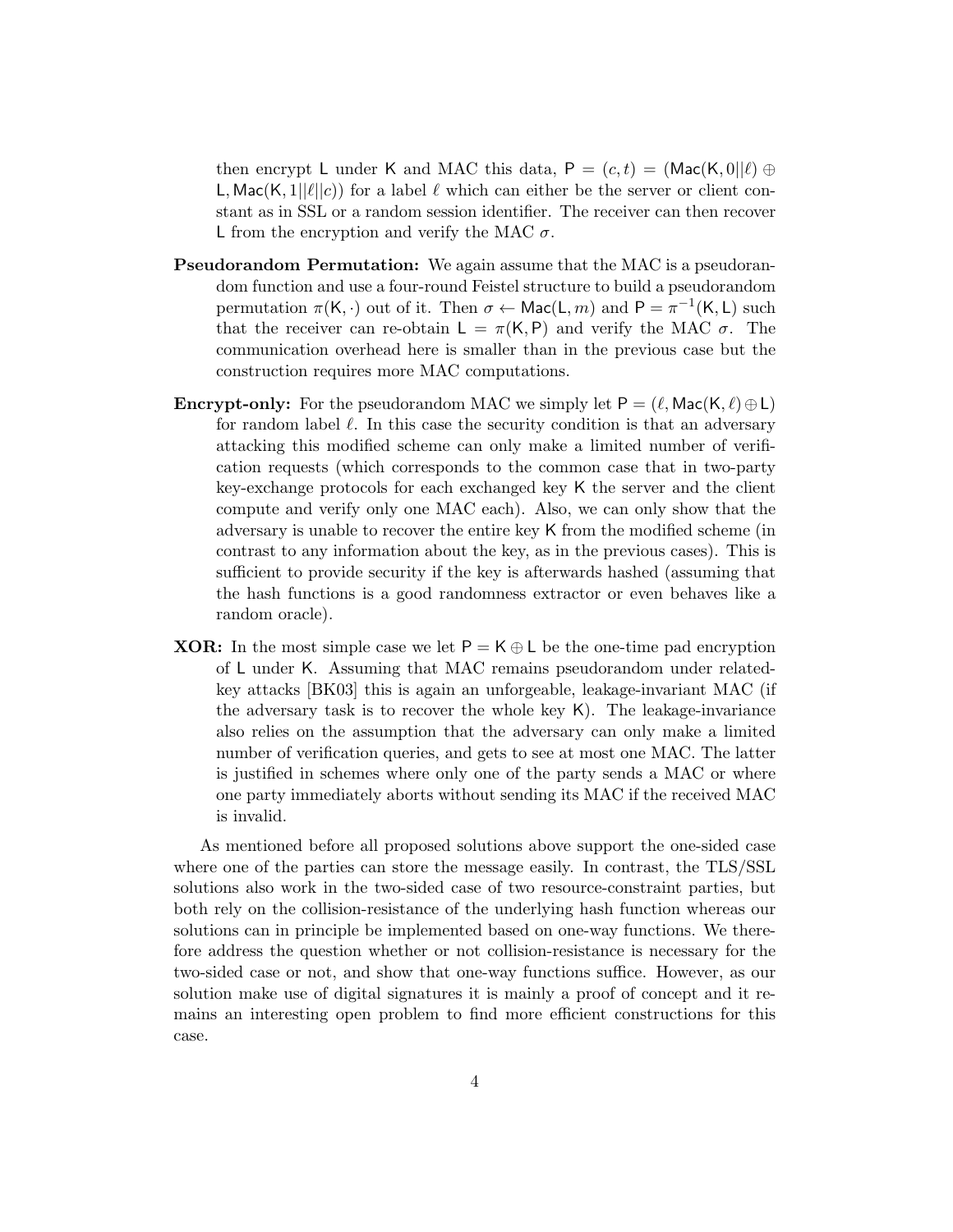then encrypt $\mathsf{L}$ under $\mathsf{K}$ and MAC this data, $\mathsf{P} = (c, t) = (\mathsf{Mac}(\mathsf{K}, 0||\ell) \oplus \mathsf{L}, \mathsf{Mac}(\mathsf{K}, 1||\ell||c))$ for a label $\ell$ which can either be the server or client constant as in SSL or a random session identifier. The receiver can then recover $\mathsf{L}$ from the encryption and verify the MAC $\sigma$.

**Pseudorandom Permutation:** We again assume that the MAC is a pseudorandom function and use a four-round Feistel structure to build a pseudorandom permutation $\pi(\mathsf{K}, \cdot)$ out of it. Then $\sigma \leftarrow \mathsf{Mac}(\mathsf{L}, m)$ and $\mathsf{P} = \pi^{-1}(\mathsf{K}, \mathsf{L})$ such that the receiver can re-obtain $\mathsf{L} = \pi(\mathsf{K}, \mathsf{P})$ and verify the MAC $\sigma$. The communication overhead here is smaller than in the previous case but the construction requires more MAC computations.

**Encrypt-only:** For the pseudorandom MAC we simply let $\mathsf{P} = (\ell, \mathsf{Mac}(\mathsf{K}, \ell) \oplus \mathsf{L})$ for random label $\ell$. In this case the security condition is that an adversary attacking this modified scheme can only make a limited number of verification requests (which corresponds to the common case that in two-party key-exchange protocols for each exchanged key $\mathsf{K}$ the server and the client compute and verify only one MAC each). Also, we can only show that the adversary is unable to recover the entire key $\mathsf{K}$ from the modified scheme (in contrast to any information about the key, as in the previous cases). This is sufficient to provide security if the key is afterwards hashed (assuming that the hash functions is a good randomness extractor or even behaves like a random oracle).

**XOR:** In the most simple case we let $\mathsf{P} = \mathsf{K} \oplus \mathsf{L}$ be the one-time pad encryption of $\mathsf{L}$ under $\mathsf{K}$. Assuming that MAC remains pseudorandom under related-key attacks [BK03] this is again an unforgeable, leakage-invariant MAC (if the adversary task is to recover the whole key $\mathsf{K}$). The leakage-invariance also relies on the assumption that the adversary can only make a limited number of verification queries, and gets to see at most one MAC. The latter is justified in schemes where only one of the party sends a MAC or where one party immediately aborts without sending its MAC if the received MAC is invalid.

As mentioned before all proposed solutions above support the one-sided case where one of the parties can store the message easily. In contrast, the TLS/SSL solutions also work in the two-sided case of two resource-constraint parties, but both rely on the collision-resistance of the underlying hash function whereas our solutions can in principle be implemented based on one-way functions. We therefore address the question whether or not collision-resistance is necessary for the two-sided case or not, and show that one-way functions suffice. However, as our solution make use of digital signatures it is mainly a proof of concept and it remains an interesting open problem to find more efficient constructions for this case.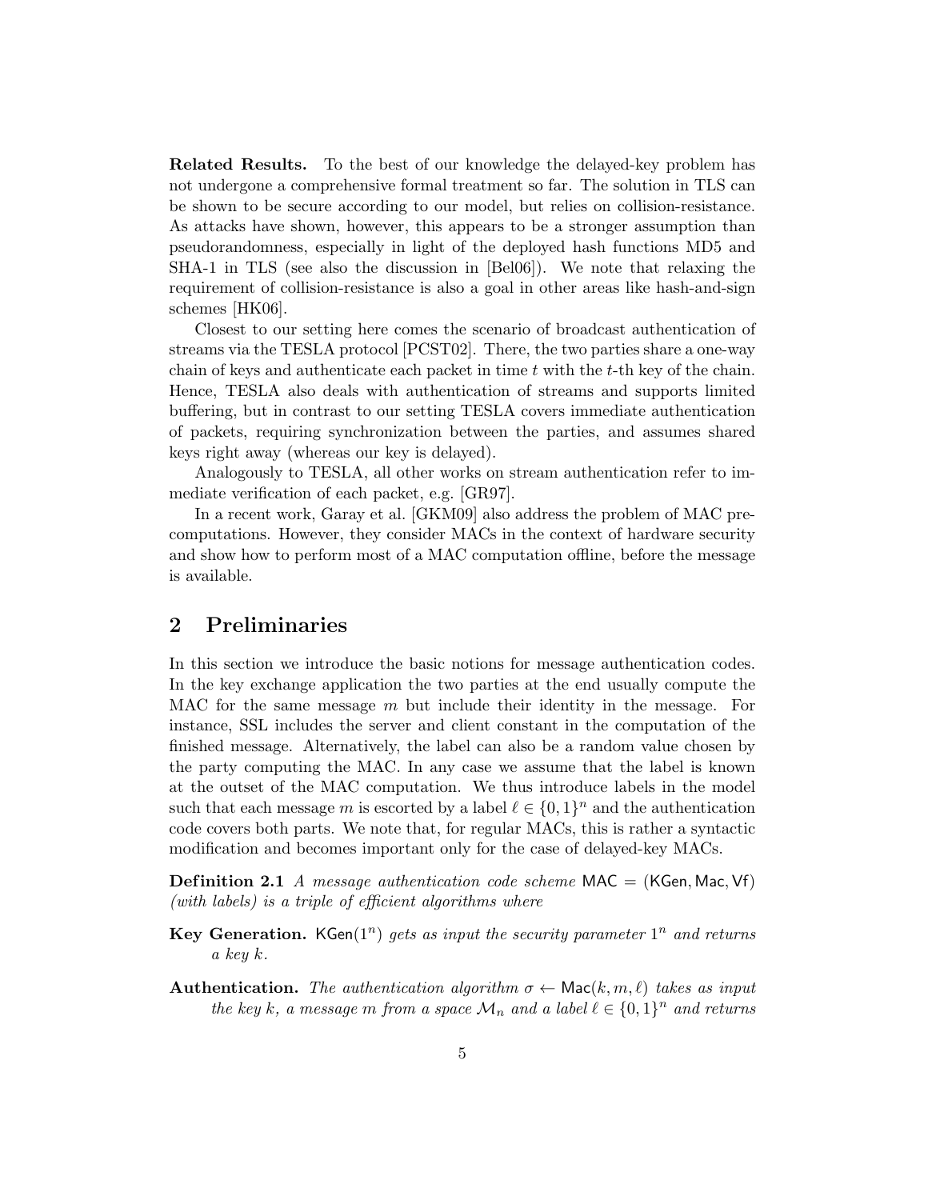**Related Results.** To the best of our knowledge the delayed-key problem has not undergone a comprehensive formal treatment so far. The solution in TLS can be shown to be secure according to our model, but relies on collision-resistance. As attacks have shown, however, this appears to be a stronger assumption than pseudorandomness, especially in light of the deployed hash functions MD5 and SHA-1 in TLS (see also the discussion in [Bel06]). We note that relaxing the requirement of collision-resistance is also a goal in other areas like hash-and-sign schemes [HK06].

Closest to our setting here comes the scenario of broadcast authentication of streams via the TESLA protocol [PCST02]. There, the two parties share a one-way chain of keys and authenticate each packet in time $t$ with the $t$-th key of the chain. Hence, TESLA also deals with authentication of streams and supports limited buffering, but in contrast to our setting TESLA covers immediate authentication of packets, requiring synchronization between the parties, and assumes shared keys right away (whereas our key is delayed).

Analogously to TESLA, all other works on stream authentication refer to immediate verification of each packet, e.g. [GR97].

In a recent work, Garay et al. [GKM09] also address the problem of MAC precomputations. However, they consider MACs in the context of hardware security and show how to perform most of a MAC computation offline, before the message is available.

## 2 Preliminaries

In this section we introduce the basic notions for message authentication codes. In the key exchange application the two parties at the end usually compute the MAC for the same message $m$ but include their identity in the message. For instance, SSL includes the server and client constant in the computation of the finished message. Alternatively, the label can also be a random value chosen by the party computing the MAC. In any case we assume that the label is known at the outset of the MAC computation. We thus introduce labels in the model such that each message $m$ is escorted by a label $\ell \in \{0,1\}^n$ and the authentication code covers both parts. We note that, for regular MACs, this is rather a syntactic modification and becomes important only for the case of delayed-key MACs.

**Definition 2.1** *A message authentication code scheme* $\mathsf{MAC} = (\mathsf{KGen}, \mathsf{Mac}, \mathsf{Vf})$ *(with labels) is a triple of efficient algorithms where*

**Key Generation.** $\mathsf{KGen}(1^n)$ *gets as input the security parameter* $1^n$ *and returns a key* $k$.

**Authentication.** *The authentication algorithm* $\sigma \leftarrow \mathsf{Mac}(k, m, \ell)$ *takes as input the key* $k$*, a message* $m$ *from a space* $\mathcal{M}_n$ *and a label* $\ell \in \{0,1\}^n$ *and returns*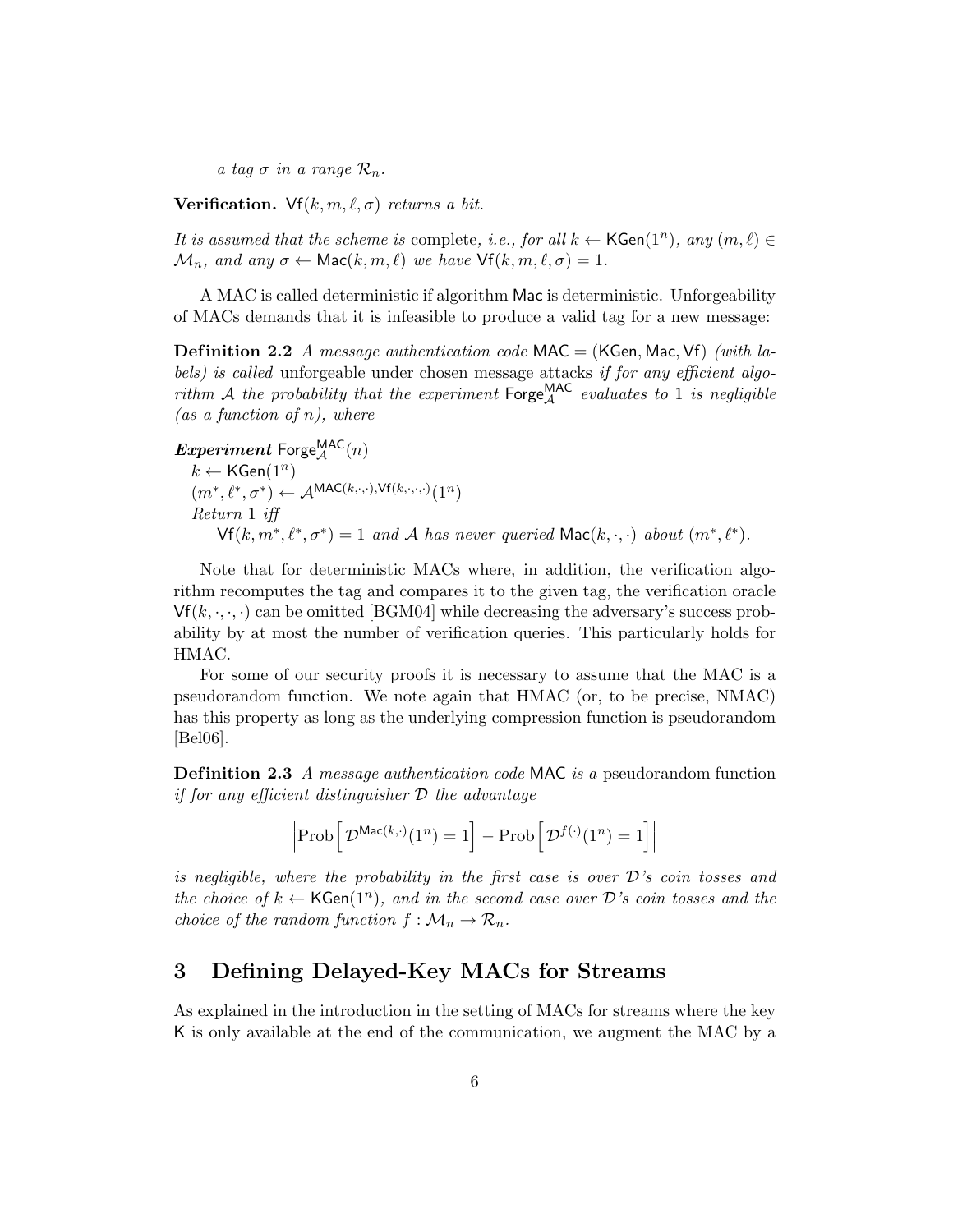*a tag $\sigma$ in a range $\mathcal{R}_n$.*

**Verification.** $\mathsf{Vf}(k, m, \ell, \sigma)$ *returns a bit.*

*It is assumed that the scheme is* complete*, i.e., for all $k \leftarrow \mathsf{KGen}(1^n)$, any $(m, \ell) \in \mathcal{M}_n$, and any $\sigma \leftarrow \mathsf{Mac}(k, m, \ell)$ we have $\mathsf{Vf}(k, m, \ell, \sigma) = 1$.*

A MAC is called deterministic if algorithm Mac is deterministic. Unforgeability of MACs demands that it is infeasible to produce a valid tag for a new message:

**Definition 2.2** *A message authentication code $\mathsf{MAC} = (\mathsf{KGen}, \mathsf{Mac}, \mathsf{Vf})$ (with labels) is called* unforgeable under chosen message attacks *if for any efficient algorithm $\mathcal{A}$ the probability that the experiment $\mathsf{Forge}_{\mathcal{A}}^{\mathsf{MAC}}$ evaluates to 1 is negligible (as a function of $n$), where*

***Experiment*** $\mathsf{Forge}_{\mathcal{A}}^{\mathsf{MAC}}(n)$
  $k \leftarrow \mathsf{KGen}(1^n)$
  $(m^*, \ell^*, \sigma^*) \leftarrow \mathcal{A}^{\mathsf{MAC}(k,\cdot,\cdot),\mathsf{Vf}(k,\cdot,\cdot,\cdot)}(1^n)$
  *Return* 1 *iff*
    $\mathsf{Vf}(k, m^*, \ell^*, \sigma^*) = 1$ *and $\mathcal{A}$ has never queried $\mathsf{Mac}(k, \cdot, \cdot)$ about $(m^*, \ell^*)$.*

Note that for deterministic MACs where, in addition, the verification algorithm recomputes the tag and compares it to the given tag, the verification oracle $\mathsf{Vf}(k, \cdot, \cdot, \cdot)$ can be omitted [BGM04] while decreasing the adversary's success probability by at most the number of verification queries. This particularly holds for HMAC.

For some of our security proofs it is necessary to assume that the MAC is a pseudorandom function. We note again that HMAC (or, to be precise, NMAC) has this property as long as the underlying compression function is pseudorandom [Bel06].

**Definition 2.3** *A message authentication code* MAC *is a* pseudorandom function *if for any efficient distinguisher $\mathcal{D}$ the advantage*

$$\left|\text{Prob}\left[\, \mathcal{D}^{\mathsf{Mac}(k,\cdot)}(1^n) = 1\right] - \text{Prob}\left[\, \mathcal{D}^{f(\cdot)}(1^n) = 1\right]\right|$$

*is negligible, where the probability in the first case is over $\mathcal{D}$'s coin tosses and the choice of $k \leftarrow \mathsf{KGen}(1^n)$, and in the second case over $\mathcal{D}$'s coin tosses and the choice of the random function $f : \mathcal{M}_n \to \mathcal{R}_n$.*

# 3 Defining Delayed-Key MACs for Streams

As explained in the introduction in the setting of MACs for streams where the key $\mathsf{K}$ is only available at the end of the communication, we augment the MAC by a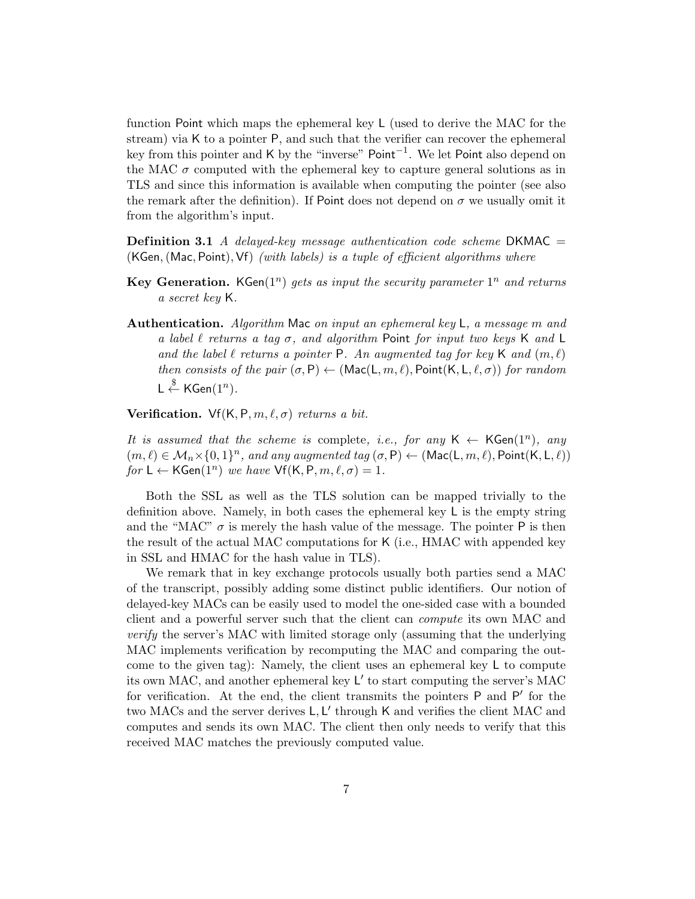function $\mathsf{Point}$ which maps the ephemeral key $\mathsf{L}$ (used to derive the MAC for the stream) via $\mathsf{K}$ to a pointer $\mathsf{P}$, and such that the verifier can recover the ephemeral key from this pointer and $\mathsf{K}$ by the "inverse" $\mathsf{Point}^{-1}$. We let $\mathsf{Point}$ also depend on the MAC $\sigma$ computed with the ephemeral key to capture general solutions as in TLS and since this information is available when computing the pointer (see also the remark after the definition). If $\mathsf{Point}$ does not depend on $\sigma$ we usually omit it from the algorithm's input.

**Definition 3.1** *A delayed-key message authentication code scheme* $\mathsf{DKMAC} = (\mathsf{KGen}, (\mathsf{Mac}, \mathsf{Point}), \mathsf{Vf})$ *(with labels) is a tuple of efficient algorithms where*

**Key Generation.** $\mathsf{KGen}(1^n)$ *gets as input the security parameter* $1^n$ *and returns a secret key* $\mathsf{K}$.

**Authentication.** *Algorithm* $\mathsf{Mac}$ *on input an ephemeral key* $\mathsf{L}$*, a message* $m$ *and a label* $\ell$ *returns a tag* $\sigma$*, and algorithm* $\mathsf{Point}$ *for input two keys* $\mathsf{K}$ *and* $\mathsf{L}$ *and the label* $\ell$ *returns a pointer* $\mathsf{P}$*. An augmented tag for key* $\mathsf{K}$ *and* $(m, \ell)$ *then consists of the pair* $(\sigma, \mathsf{P}) \leftarrow (\mathsf{Mac}(\mathsf{L}, m, \ell), \mathsf{Point}(\mathsf{K}, \mathsf{L}, \ell, \sigma))$ *for random* $\mathsf{L} \stackrel{\$}{\leftarrow} \mathsf{KGen}(1^n)$.

**Verification.** $\mathsf{Vf}(\mathsf{K}, \mathsf{P}, m, \ell, \sigma)$ *returns a bit.*

*It is assumed that the scheme is* complete*, i.e., for any* $\mathsf{K} \leftarrow \mathsf{KGen}(1^n)$*, any* $(m, \ell) \in \mathcal{M}_n \times \{0,1\}^n$*, and any augmented tag* $(\sigma, \mathsf{P}) \leftarrow (\mathsf{Mac}(\mathsf{L}, m, \ell), \mathsf{Point}(\mathsf{K}, \mathsf{L}, \ell))$ *for* $\mathsf{L} \leftarrow \mathsf{KGen}(1^n)$ *we have* $\mathsf{Vf}(\mathsf{K}, \mathsf{P}, m, \ell, \sigma) = 1$.

Both the SSL as well as the TLS solution can be mapped trivially to the definition above. Namely, in both cases the ephemeral key $\mathsf{L}$ is the empty string and the "MAC" $\sigma$ is merely the hash value of the message. The pointer $\mathsf{P}$ is then the result of the actual MAC computations for $\mathsf{K}$ (i.e., HMAC with appended key in SSL and HMAC for the hash value in TLS).

We remark that in key exchange protocols usually both parties send a MAC of the transcript, possibly adding some distinct public identifiers. Our notion of delayed-key MACs can be easily used to model the one-sided case with a bounded client and a powerful server such that the client can *compute* its own MAC and *verify* the server's MAC with limited storage only (assuming that the underlying MAC implements verification by recomputing the MAC and comparing the outcome to the given tag): Namely, the client uses an ephemeral key $\mathsf{L}$ to compute its own MAC, and another ephemeral key $\mathsf{L}'$ to start computing the server's MAC for verification. At the end, the client transmits the pointers $\mathsf{P}$ and $\mathsf{P}'$ for the two MACs and the server derives $\mathsf{L}, \mathsf{L}'$ through $\mathsf{K}$ and verifies the client MAC and computes and sends its own MAC. The client then only needs to verify that this received MAC matches the previously computed value.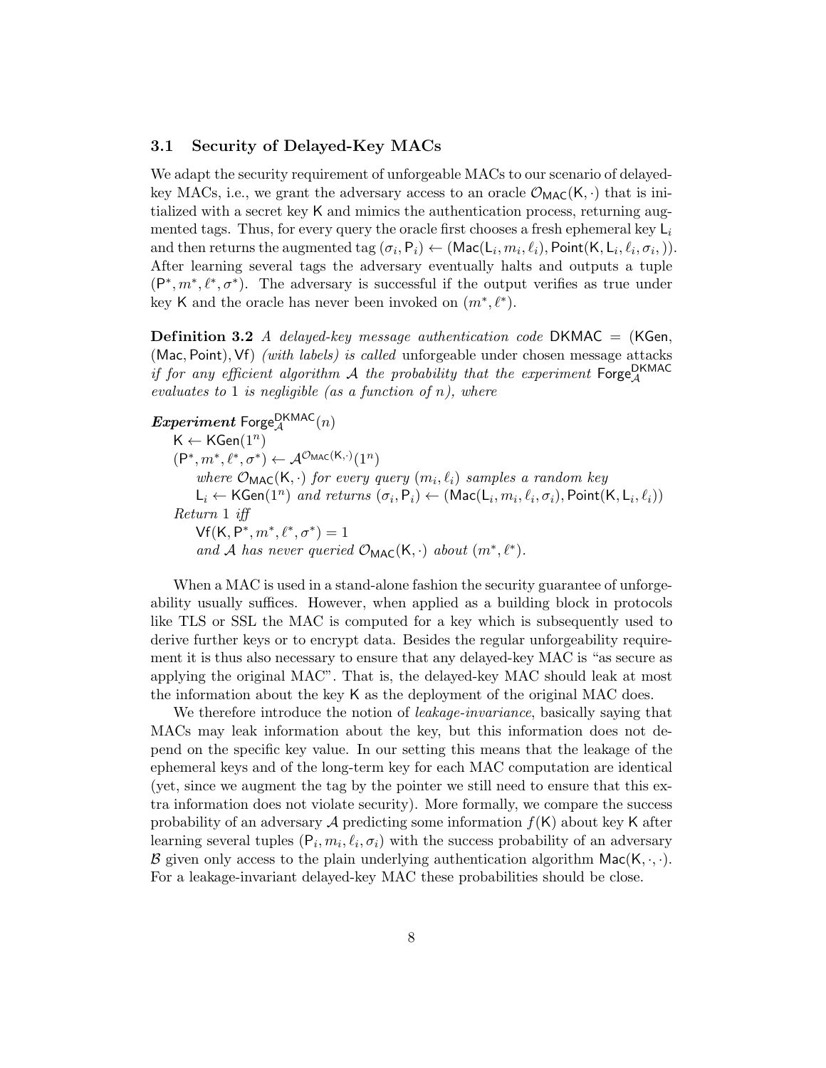### 3.1 Security of Delayed-Key MACs

We adapt the security requirement of unforgeable MACs to our scenario of delayed-key MACs, i.e., we grant the adversary access to an oracle $\mathcal{O}_{\mathsf{MAC}}(\mathsf{K}, \cdot)$ that is initialized with a secret key $\mathsf{K}$ and mimics the authentication process, returning augmented tags. Thus, for every query the oracle first chooses a fresh ephemeral key $\mathsf{L}_i$ and then returns the augmented tag $(\sigma_i, \mathsf{P}_i) \leftarrow (\mathsf{Mac}(\mathsf{L}_i, m_i, \ell_i), \mathsf{Point}(\mathsf{K}, \mathsf{L}_i, \ell_i, \sigma_i, ))$. After learning several tags the adversary eventually halts and outputs a tuple $(\mathsf{P}^*, m^*, \ell^*, \sigma^*)$. The adversary is successful if the output verifies as true under key $\mathsf{K}$ and the oracle has never been invoked on $(m^*, \ell^*)$.

**Definition 3.2** *A delayed-key message authentication code* $\mathsf{DKMAC} = (\mathsf{KGen}, (\mathsf{Mac}, \mathsf{Point}), \mathsf{Vf})$ *(with labels) is called* unforgeable under chosen message attacks *if for any efficient algorithm* $\mathcal{A}$ *the probability that the experiment* $\mathsf{Forge}_{\mathcal{A}}^{\mathsf{DKMAC}}$ *evaluates to* 1 *is negligible (as a function of* $n$*), where*

***Experiment*** $\mathsf{Forge}_{\mathcal{A}}^{\mathsf{DKMAC}}(n)$
  $\mathsf{K} \leftarrow \mathsf{KGen}(1^n)$
  $(\mathsf{P}^*, m^*, \ell^*, \sigma^*) \leftarrow \mathcal{A}^{\mathcal{O}_{\mathsf{MAC}}(\mathsf{K},\cdot)}(1^n)$
    *where* $\mathcal{O}_{\mathsf{MAC}}(\mathsf{K}, \cdot)$ *for every query* $(m_i, \ell_i)$ *samples a random key*
    $\mathsf{L}_i \leftarrow \mathsf{KGen}(1^n)$ *and returns* $(\sigma_i, \mathsf{P}_i) \leftarrow (\mathsf{Mac}(\mathsf{L}_i, m_i, \ell_i, \sigma_i), \mathsf{Point}(\mathsf{K}, \mathsf{L}_i, \ell_i))$
  *Return* 1 *iff*
    $\mathsf{Vf}(\mathsf{K}, \mathsf{P}^*, m^*, \ell^*, \sigma^*) = 1$
    *and* $\mathcal{A}$ *has never queried* $\mathcal{O}_{\mathsf{MAC}}(\mathsf{K}, \cdot)$ *about* $(m^*, \ell^*)$*.*

When a MAC is used in a stand-alone fashion the security guarantee of unforgeability usually suffices. However, when applied as a building block in protocols like TLS or SSL the MAC is computed for a key which is subsequently used to derive further keys or to encrypt data. Besides the regular unforgeability requirement it is thus also necessary to ensure that any delayed-key MAC is "as secure as applying the original MAC". That is, the delayed-key MAC should leak at most the information about the key $\mathsf{K}$ as the deployment of the original MAC does.

We therefore introduce the notion of *leakage-invariance*, basically saying that MACs may leak information about the key, but this information does not depend on the specific key value. In our setting this means that the leakage of the ephemeral keys and of the long-term key for each MAC computation are identical (yet, since we augment the tag by the pointer we still need to ensure that this extra information does not violate security). More formally, we compare the success probability of an adversary $\mathcal{A}$ predicting some information $f(\mathsf{K})$ about key $\mathsf{K}$ after learning several tuples $(\mathsf{P}_i, m_i, \ell_i, \sigma_i)$ with the success probability of an adversary $\mathcal{B}$ given only access to the plain underlying authentication algorithm $\mathsf{Mac}(\mathsf{K}, \cdot, \cdot)$. For a leakage-invariant delayed-key MAC these probabilities should be close.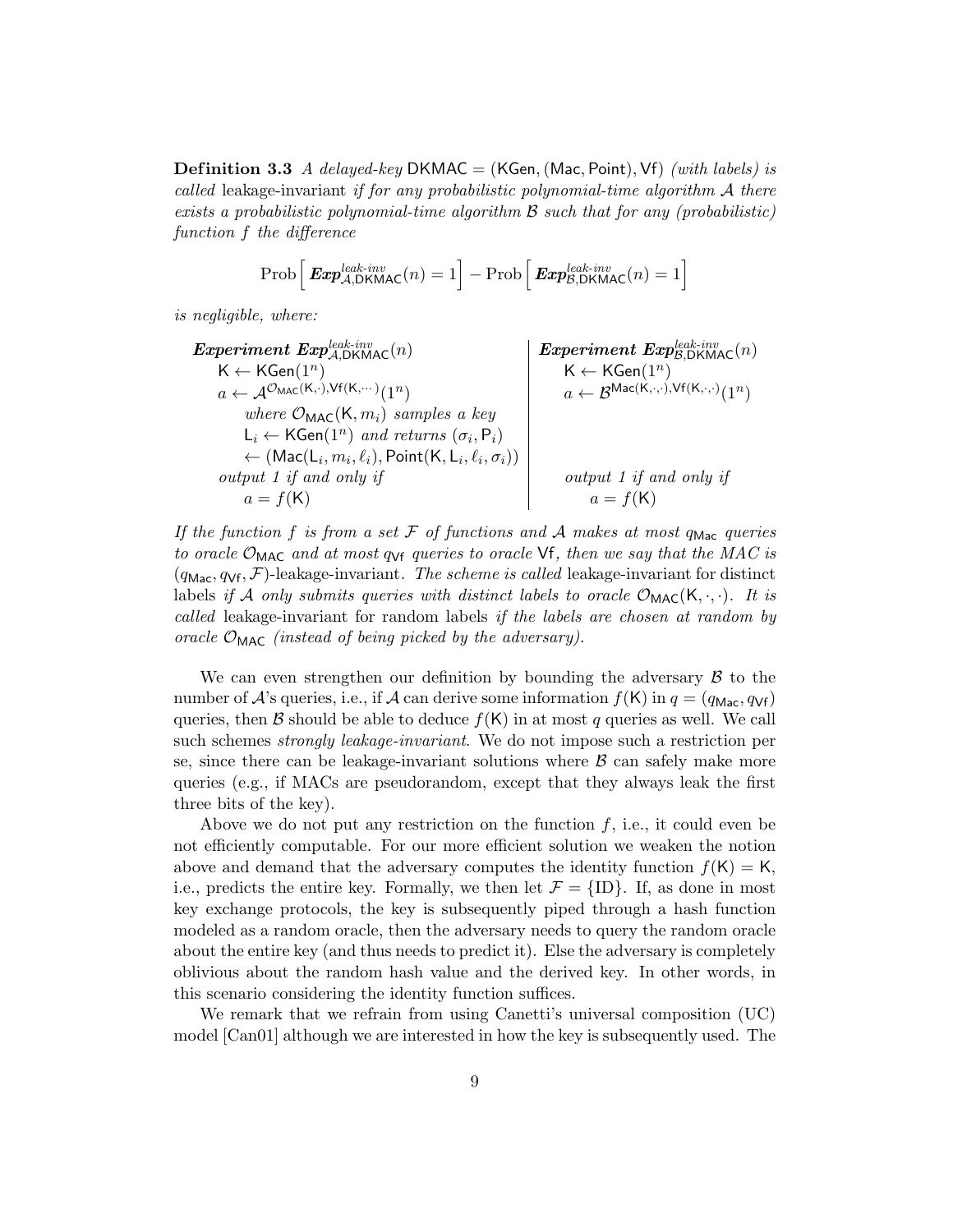**Definition 3.3** *A delayed-key* $\mathsf{DKMAC} = (\mathsf{KGen}, (\mathsf{Mac}, \mathsf{Point}), \mathsf{Vf})$ *(with labels) is called* leakage-invariant *if for any probabilistic polynomial-time algorithm* $\mathcal{A}$ *there exists a probabilistic polynomial-time algorithm* $\mathcal{B}$ *such that for any (probabilistic) function* $f$ *the difference*

$$\mathrm{Prob}\left[\, \boldsymbol{Exp}^{\textit{leak-inv}}_{\mathcal{A},\mathsf{DKMAC}}(n) = 1 \right] - \mathrm{Prob}\left[\, \boldsymbol{Exp}^{\textit{leak-inv}}_{\mathcal{B},\mathsf{DKMAC}}(n) = 1 \right]$$

*is negligible, where:*

| ***Experiment*** $\boldsymbol{Exp}^{\textit{leak-inv}}_{\mathcal{A},\mathsf{DKMAC}}(n)$ | ***Experiment*** $\boldsymbol{Exp}^{\textit{leak-inv}}_{\mathcal{B},\mathsf{DKMAC}}(n)$ |
|---|---|
| $\mathsf{K} \leftarrow \mathsf{KGen}(1^n)$ | $\mathsf{K} \leftarrow \mathsf{KGen}(1^n)$ |
| $a \leftarrow \mathcal{A}^{\mathcal{O}_{\mathsf{MAC}}(\mathsf{K},\cdot),\mathsf{Vf}(\mathsf{K},\cdot,\cdot)}(1^n)$ | $a \leftarrow \mathcal{B}^{\mathsf{Mac}(\mathsf{K},\cdot,\cdot),\mathsf{Vf}(\mathsf{K},\cdot,\cdot)}(1^n)$ |
| *where* $\mathcal{O}_{\mathsf{MAC}}(\mathsf{K}, m_i)$ *samples a key* $\mathsf{L}_i \leftarrow \mathsf{KGen}(1^n)$ *and returns* $(\sigma_i, \mathsf{P}_i) \leftarrow (\mathsf{Mac}(\mathsf{L}_i, m_i, \ell_i), \mathsf{Point}(\mathsf{K}, \mathsf{L}_i, \ell_i, \sigma_i))$ | |
| *output 1 if and only if* $a = f(\mathsf{K})$ | *output 1 if and only if* $a = f(\mathsf{K})$ |

*If the function* $f$ *is from a set* $\mathcal{F}$ *of functions and* $\mathcal{A}$ *makes at most* $q_{\mathsf{Mac}}$ *queries to oracle* $\mathcal{O}_{\mathsf{MAC}}$ *and at most* $q_{\mathsf{Vf}}$ *queries to oracle* $\mathsf{Vf}$*, then we say that the MAC is* $(q_{\mathsf{Mac}}, q_{\mathsf{Vf}}, \mathcal{F})$-leakage-invariant*. The scheme is called* leakage-invariant for distinct labels *if* $\mathcal{A}$ *only submits queries with distinct labels to oracle* $\mathcal{O}_{\mathsf{MAC}}(\mathsf{K}, \cdot, \cdot)$*. It is called* leakage-invariant for random labels *if the labels are chosen at random by oracle* $\mathcal{O}_{\mathsf{MAC}}$ *(instead of being picked by the adversary).*

We can even strengthen our definition by bounding the adversary $\mathcal{B}$ to the number of $\mathcal{A}$'s queries, i.e., if $\mathcal{A}$ can derive some information $f(\mathsf{K})$ in $q = (q_{\mathsf{Mac}}, q_{\mathsf{Vf}})$ queries, then $\mathcal{B}$ should be able to deduce $f(\mathsf{K})$ in at most $q$ queries as well. We call such schemes *strongly leakage-invariant*. We do not impose such a restriction per se, since there can be leakage-invariant solutions where $\mathcal{B}$ can safely make more queries (e.g., if MACs are pseudorandom, except that they always leak the first three bits of the key).

Above we do not put any restriction on the function $f$, i.e., it could even be not efficiently computable. For our more efficient solution we weaken the notion above and demand that the adversary computes the identity function $f(\mathsf{K}) = \mathsf{K}$, i.e., predicts the entire key. Formally, we then let $\mathcal{F} = \{\mathrm{ID}\}$. If, as done in most key exchange protocols, the key is subsequently piped through a hash function modeled as a random oracle, then the adversary needs to query the random oracle about the entire key (and thus needs to predict it). Else the adversary is completely oblivious about the random hash value and the derived key. In other words, in this scenario considering the identity function suffices.

We remark that we refrain from using Canetti's universal composition (UC) model [Can01] although we are interested in how the key is subsequently used. The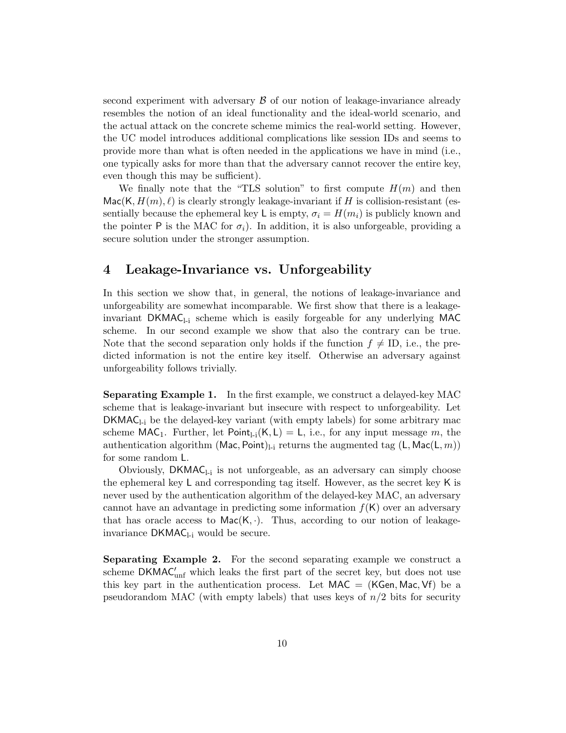second experiment with adversary $\mathcal{B}$ of our notion of leakage-invariance already resembles the notion of an ideal functionality and the ideal-world scenario, and the actual attack on the concrete scheme mimics the real-world setting. However, the UC model introduces additional complications like session IDs and seems to provide more than what is often needed in the applications we have in mind (i.e., one typically asks for more than that the adversary cannot recover the entire key, even though this may be sufficient).

We finally note that the "TLS solution" to first compute $H(m)$ and then $\mathsf{Mac}(\mathsf{K}, H(m), \ell)$ is clearly strongly leakage-invariant if $H$ is collision-resistant (essentially because the ephemeral key $\mathsf{L}$ is empty, $\sigma_i = H(m_i)$ is publicly known and the pointer $\mathsf{P}$ is the MAC for $\sigma_i$). In addition, it is also unforgeable, providing a secure solution under the stronger assumption.

## 4 Leakage-Invariance vs. Unforgeability

In this section we show that, in general, the notions of leakage-invariance and unforgeability are somewhat incomparable. We first show that there is a leakage-invariant $\mathsf{DKMAC}_{\text{l-i}}$ scheme which is easily forgeable for any underlying $\mathsf{MAC}$ scheme. In our second example we show that also the contrary can be true. Note that the second separation only holds if the function $f \neq \text{ID}$, i.e., the predicted information is not the entire key itself. Otherwise an adversary against unforgeability follows trivially.

**Separating Example 1.** In the first example, we construct a delayed-key MAC scheme that is leakage-invariant but insecure with respect to unforgeability. Let $\mathsf{DKMAC}_{\text{l-i}}$ be the delayed-key variant (with empty labels) for some arbitrary mac scheme $\mathsf{MAC}_1$. Further, let $\mathsf{Point}_{\text{l-i}}(\mathsf{K}, \mathsf{L}) = \mathsf{L}$, i.e., for any input message $m$, the authentication algorithm $(\mathsf{Mac}, \mathsf{Point})_{\text{l-i}}$ returns the augmented tag $(\mathsf{L}, \mathsf{Mac}(\mathsf{L}, m))$ for some random $\mathsf{L}$.

Obviously, $\mathsf{DKMAC}_{\text{l-i}}$ is not unforgeable, as an adversary can simply choose the ephemeral key $\mathsf{L}$ and corresponding tag itself. However, as the secret key $\mathsf{K}$ is never used by the authentication algorithm of the delayed-key MAC, an adversary cannot have an advantage in predicting some information $f(\mathsf{K})$ over an adversary that has oracle access to $\mathsf{Mac}(\mathsf{K}, \cdot)$. Thus, according to our notion of leakage-invariance $\mathsf{DKMAC}_{\text{l-i}}$ would be secure.

**Separating Example 2.** For the second separating example we construct a scheme $\mathsf{DKMAC}'_{\text{unf}}$ which leaks the first part of the secret key, but does not use this key part in the authentication process. Let $\mathsf{MAC} = (\mathsf{KGen}, \mathsf{Mac}, \mathsf{Vf})$ be a pseudorandom MAC (with empty labels) that uses keys of $n/2$ bits for security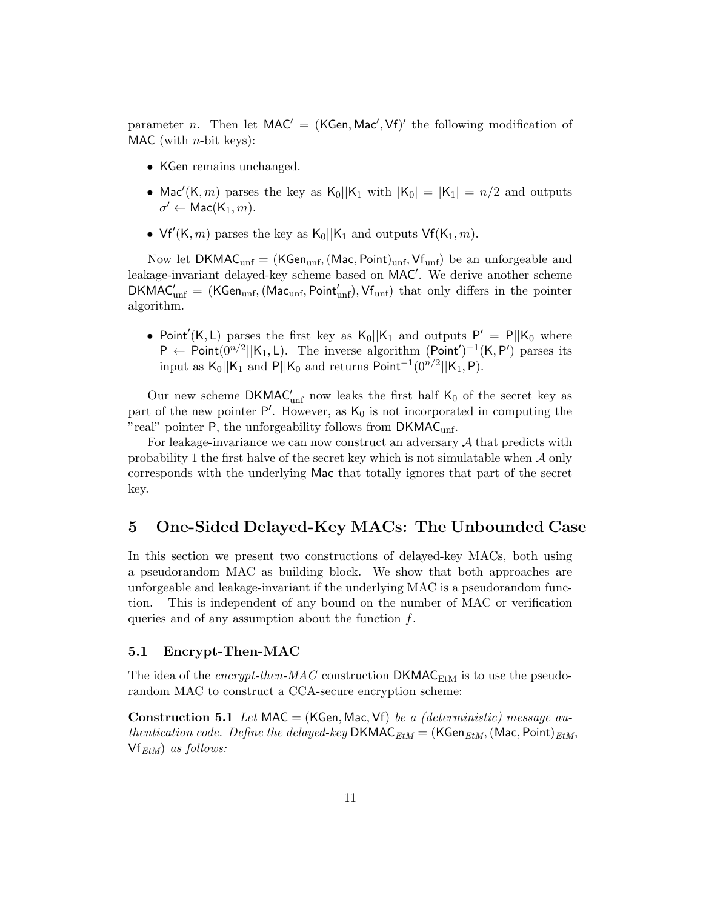parameter $n$. Then let $\mathsf{MAC}' = (\mathsf{KGen}, \mathsf{Mac}', \mathsf{Vf})'$ the following modification of $\mathsf{MAC}$ (with $n$-bit keys):

- $\mathsf{KGen}$ remains unchanged.
- $\mathsf{Mac}'(\mathsf{K}, m)$ parses the key as $\mathsf{K}_0||\mathsf{K}_1$ with $|\mathsf{K}_0| = |\mathsf{K}_1| = n/2$ and outputs $\sigma' \leftarrow \mathsf{Mac}(\mathsf{K}_1, m)$.
- $\mathsf{Vf}'(\mathsf{K}, m)$ parses the key as $\mathsf{K}_0||\mathsf{K}_1$ and outputs $\mathsf{Vf}(\mathsf{K}_1, m)$.

Now let $\mathsf{DKMAC}_{\mathrm{unf}} = (\mathsf{KGen}_{\mathrm{unf}}, (\mathsf{Mac}, \mathsf{Point})_{\mathrm{unf}}, \mathsf{Vf}_{\mathrm{unf}})$ be an unforgeable and leakage-invariant delayed-key scheme based on $\mathsf{MAC}'$. We derive another scheme $\mathsf{DKMAC}'_{\mathrm{unf}} = (\mathsf{KGen}_{\mathrm{unf}}, (\mathsf{Mac}_{\mathrm{unf}}, \mathsf{Point}'_{\mathrm{unf}}), \mathsf{Vf}_{\mathrm{unf}})$ that only differs in the pointer algorithm.

- $\mathsf{Point}'(\mathsf{K}, \mathsf{L})$ parses the first key as $\mathsf{K}_0||\mathsf{K}_1$ and outputs $\mathsf{P}' = \mathsf{P}||\mathsf{K}_0$ where $\mathsf{P} \leftarrow \mathsf{Point}(0^{n/2}||\mathsf{K}_1, \mathsf{L})$. The inverse algorithm $(\mathsf{Point}')^{-1}(\mathsf{K}, \mathsf{P}')$ parses its input as $\mathsf{K}_0||\mathsf{K}_1$ and $\mathsf{P}||\mathsf{K}_0$ and returns $\mathsf{Point}^{-1}(0^{n/2}||\mathsf{K}_1, \mathsf{P})$.

Our new scheme $\mathsf{DKMAC}'_{\mathrm{unf}}$ now leaks the first half $\mathsf{K}_0$ of the secret key as part of the new pointer $\mathsf{P}'$. However, as $\mathsf{K}_0$ is not incorporated in computing the "real" pointer $\mathsf{P}$, the unforgeability follows from $\mathsf{DKMAC}_{\mathrm{unf}}$.

For leakage-invariance we can now construct an adversary $\mathcal{A}$ that predicts with probability 1 the first halve of the secret key which is not simulatable when $\mathcal{A}$ only corresponds with the underlying $\mathsf{Mac}$ that totally ignores that part of the secret key.

## 5 One-Sided Delayed-Key MACs: The Unbounded Case

In this section we present two constructions of delayed-key MACs, both using a pseudorandom MAC as building block. We show that both approaches are unforgeable and leakage-invariant if the underlying MAC is a pseudorandom function. This is independent of any bound on the number of MAC or verification queries and of any assumption about the function $f$.

### 5.1 Encrypt-Then-MAC

The idea of the *encrypt-then-MAC* construction $\mathsf{DKMAC}_{\mathrm{EtM}}$ is to use the pseudorandom MAC to construct a CCA-secure encryption scheme:

**Construction 5.1** *Let $\mathsf{MAC} = (\mathsf{KGen}, \mathsf{Mac}, \mathsf{Vf})$ be a (deterministic) message authentication code. Define the delayed-key $\mathsf{DKMAC}_{EtM} = (\mathsf{KGen}_{EtM}, (\mathsf{Mac}, \mathsf{Point})_{EtM}, \mathsf{Vf}_{EtM})$ as follows:*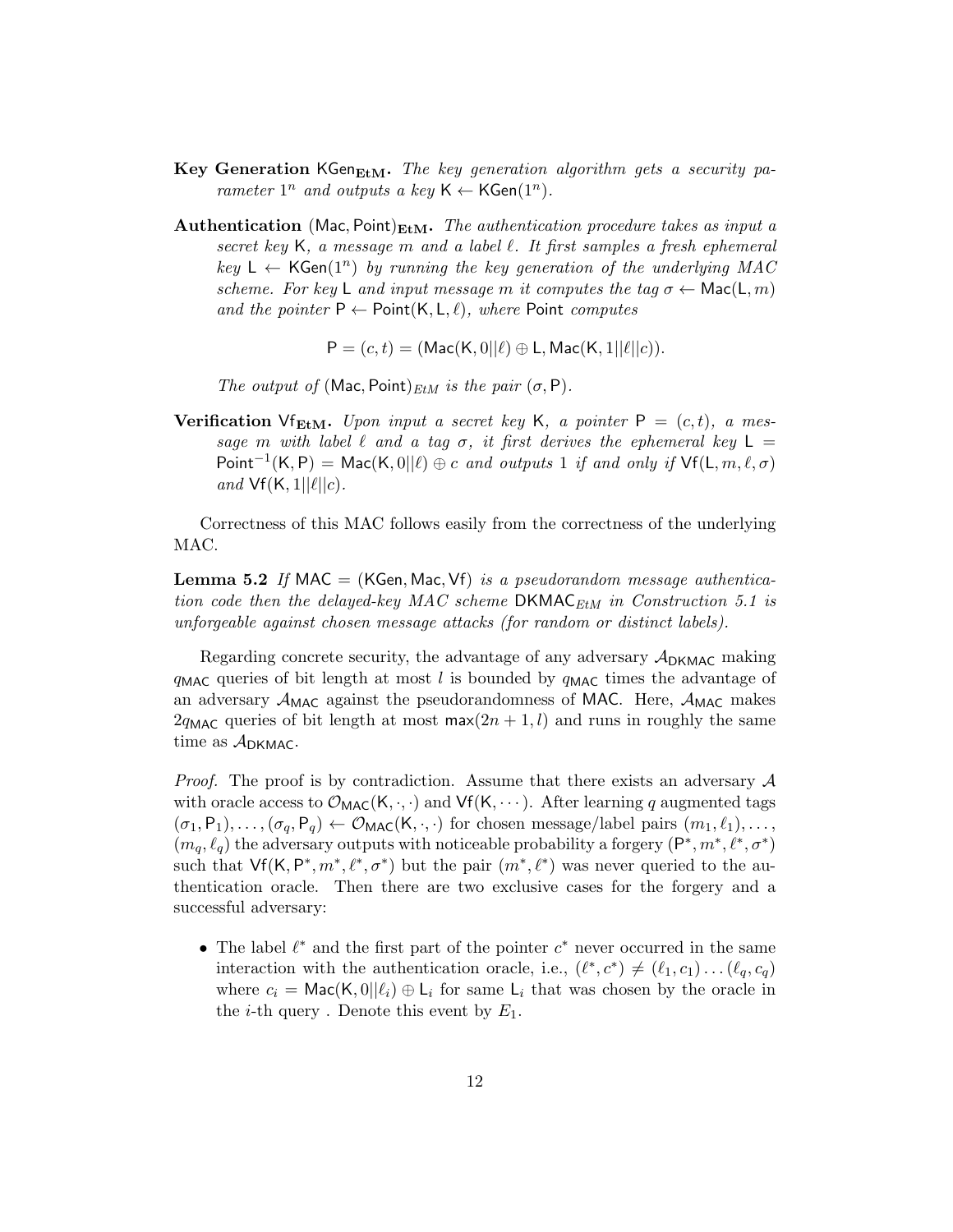**Key Generation** $\mathsf{KGen}_{\mathbf{EtM}}$. *The key generation algorithm gets a security parameter $1^n$ and outputs a key $\mathsf{K} \leftarrow \mathsf{KGen}(1^n)$.*

**Authentication** $(\mathsf{Mac}, \mathsf{Point})_{\mathbf{EtM}}$. *The authentication procedure takes as input a secret key $\mathsf{K}$, a message $m$ and a label $\ell$. It first samples a fresh ephemeral key $\mathsf{L} \leftarrow \mathsf{KGen}(1^n)$ by running the key generation of the underlying MAC scheme. For key $\mathsf{L}$ and input message $m$ it computes the tag $\sigma \leftarrow \mathsf{Mac}(\mathsf{L}, m)$ and the pointer $\mathsf{P} \leftarrow \mathsf{Point}(\mathsf{K}, \mathsf{L}, \ell)$, where $\mathsf{Point}$ computes*

$$\mathsf{P} = (c, t) = (\mathsf{Mac}(\mathsf{K}, 0||\ell) \oplus \mathsf{L}, \mathsf{Mac}(\mathsf{K}, 1||\ell||c)).$$

*The output of $(\mathsf{Mac}, \mathsf{Point})_{EtM}$ is the pair $(\sigma, \mathsf{P})$.*

**Verification** $\mathsf{Vf}_{\mathbf{EtM}}$. *Upon input a secret key $\mathsf{K}$, a pointer $\mathsf{P} = (c, t)$, a message $m$ with label $\ell$ and a tag $\sigma$, it first derives the ephemeral key $\mathsf{L} = \mathsf{Point}^{-1}(\mathsf{K}, \mathsf{P}) = \mathsf{Mac}(\mathsf{K}, 0||\ell) \oplus c$ and outputs 1 if and only if $\mathsf{Vf}(\mathsf{L}, m, \ell, \sigma)$ and $\mathsf{Vf}(\mathsf{K}, 1||\ell||c)$.*

Correctness of this MAC follows easily from the correctness of the underlying MAC.

**Lemma 5.2** *If $\mathsf{MAC} = (\mathsf{KGen}, \mathsf{Mac}, \mathsf{Vf})$ is a pseudorandom message authentication code then the delayed-key MAC scheme $\mathsf{DKMAC}_{EtM}$ in Construction 5.1 is unforgeable against chosen message attacks (for random or distinct labels).*

Regarding concrete security, the advantage of any adversary $\mathcal{A}_{\mathsf{DKMAC}}$ making $q_{\mathsf{MAC}}$ queries of bit length at most $l$ is bounded by $q_{\mathsf{MAC}}$ times the advantage of an adversary $\mathcal{A}_{\mathsf{MAC}}$ against the pseudorandomness of $\mathsf{MAC}$. Here, $\mathcal{A}_{\mathsf{MAC}}$ makes $2q_{\mathsf{MAC}}$ queries of bit length at most $\max(2n+1, l)$ and runs in roughly the same time as $\mathcal{A}_{\mathsf{DKMAC}}$.

*Proof.* The proof is by contradiction. Assume that there exists an adversary $\mathcal{A}$ with oracle access to $\mathcal{O}_{\mathsf{MAC}}(\mathsf{K}, \cdot, \cdot)$ and $\mathsf{Vf}(\mathsf{K}, \cdots)$. After learning $q$ augmented tags $(\sigma_1, \mathsf{P}_1), \ldots, (\sigma_q, \mathsf{P}_q) \leftarrow \mathcal{O}_{\mathsf{MAC}}(\mathsf{K}, \cdot, \cdot)$ for chosen message/label pairs $(m_1, \ell_1), \ldots, (m_q, \ell_q)$ the adversary outputs with noticeable probability a forgery $(\mathsf{P}^*, m^*, \ell^*, \sigma^*)$ such that $\mathsf{Vf}(\mathsf{K}, \mathsf{P}^*, m^*, \ell^*, \sigma^*)$ but the pair $(m^*, \ell^*)$ was never queried to the authentication oracle. Then there are two exclusive cases for the forgery and a successful adversary:

- The label $\ell^*$ and the first part of the pointer $c^*$ never occurred in the same interaction with the authentication oracle, i.e., $(\ell^*, c^*) \neq (\ell_1, c_1) \ldots (\ell_q, c_q)$ where $c_i = \mathsf{Mac}(\mathsf{K}, 0||\ell_i) \oplus \mathsf{L}_i$ for same $\mathsf{L}_i$ that was chosen by the oracle in the $i$-th query . Denote this event by $E_1$.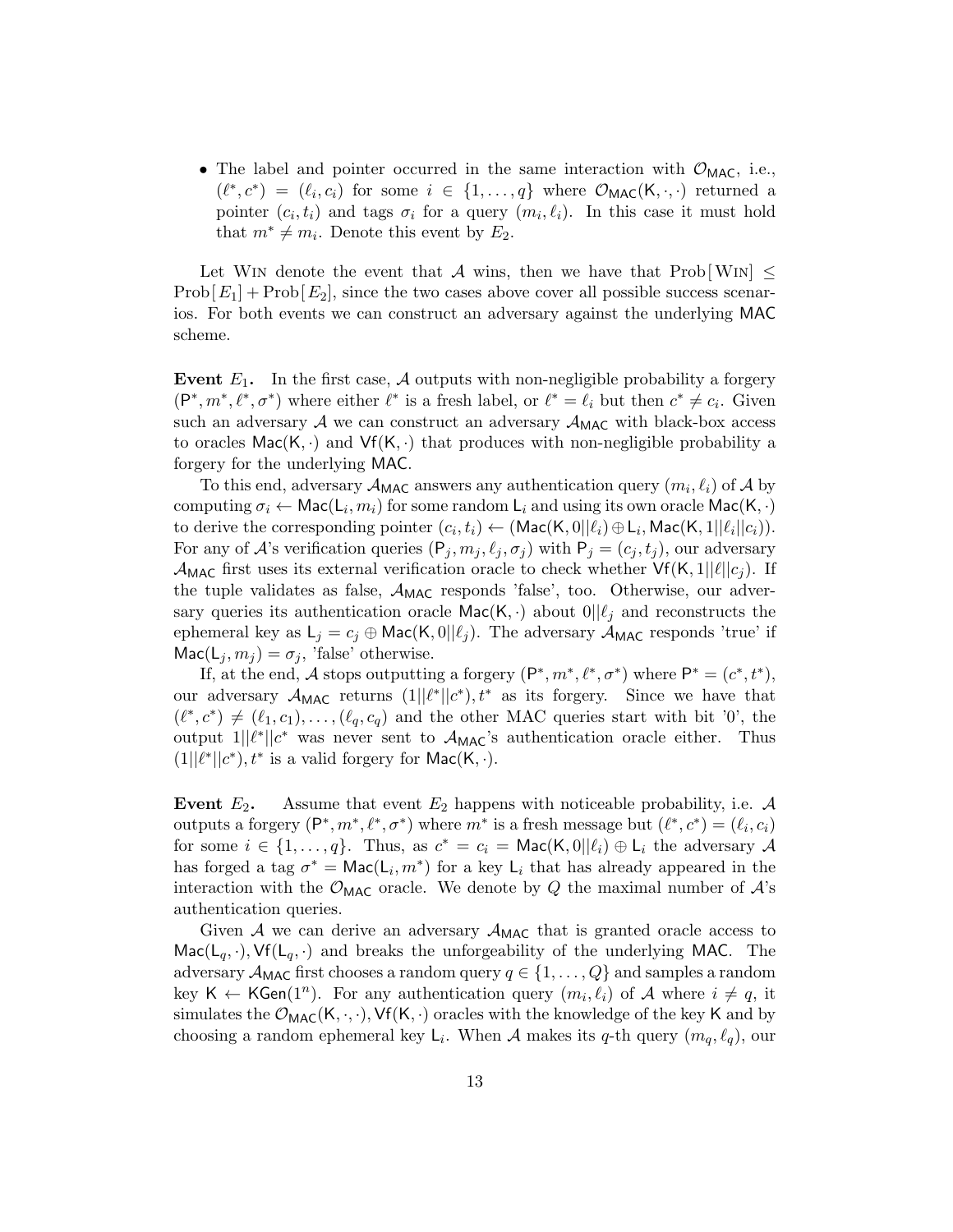- The label and pointer occurred in the same interaction with $\mathcal{O}_{\mathsf{MAC}}$, i.e., $(\ell^*, c^*) = (\ell_i, c_i)$ for some $i \in \{1, \ldots, q\}$ where $\mathcal{O}_{\mathsf{MAC}}(\mathsf{K}, \cdot, \cdot)$ returned a pointer $(c_i, t_i)$ and tags $\sigma_i$ for a query $(m_i, \ell_i)$. In this case it must hold that $m^* \neq m_i$. Denote this event by $E_2$.

Let Win denote the event that $\mathcal{A}$ wins, then we have that $\text{Prob}[\,\text{Win}] \leq \text{Prob}[\,E_1] + \text{Prob}[\,E_2]$, since the two cases above cover all possible success scenarios. For both events we can construct an adversary against the underlying $\mathsf{MAC}$ scheme.

**Event $E_1$.** In the first case, $\mathcal{A}$ outputs with non-negligible probability a forgery $(\mathsf{P}^*, m^*, \ell^*, \sigma^*)$ where either $\ell^*$ is a fresh label, or $\ell^* = \ell_i$ but then $c^* \neq c_i$. Given such an adversary $\mathcal{A}$ we can construct an adversary $\mathcal{A}_{\mathsf{MAC}}$ with black-box access to oracles $\mathsf{Mac}(\mathsf{K}, \cdot)$ and $\mathsf{Vf}(\mathsf{K}, \cdot)$ that produces with non-negligible probability a forgery for the underlying $\mathsf{MAC}$.

To this end, adversary $\mathcal{A}_{\mathsf{MAC}}$ answers any authentication query $(m_i, \ell_i)$ of $\mathcal{A}$ by computing $\sigma_i \leftarrow \mathsf{Mac}(\mathsf{L}_i, m_i)$ for some random $\mathsf{L}_i$ and using its own oracle $\mathsf{Mac}(\mathsf{K}, \cdot)$ to derive the corresponding pointer $(c_i, t_i) \leftarrow (\mathsf{Mac}(\mathsf{K}, 0||\ell_i) \oplus \mathsf{L}_i, \mathsf{Mac}(\mathsf{K}, 1||\ell_i||c_i))$. For any of $\mathcal{A}$'s verification queries $(\mathsf{P}_j, m_j, \ell_j, \sigma_j)$ with $\mathsf{P}_j = (c_j, t_j)$, our adversary $\mathcal{A}_{\mathsf{MAC}}$ first uses its external verification oracle to check whether $\mathsf{Vf}(\mathsf{K}, 1||\ell||c_j)$. If the tuple validates as false, $\mathcal{A}_{\mathsf{MAC}}$ responds 'false', too. Otherwise, our adversary queries its authentication oracle $\mathsf{Mac}(\mathsf{K}, \cdot)$ about $0||\ell_j$ and reconstructs the ephemeral key as $\mathsf{L}_j = c_j \oplus \mathsf{Mac}(\mathsf{K}, 0||\ell_j)$. The adversary $\mathcal{A}_{\mathsf{MAC}}$ responds 'true' if $\mathsf{Mac}(\mathsf{L}_j, m_j) = \sigma_j$, 'false' otherwise.

If, at the end, $\mathcal{A}$ stops outputting a forgery $(\mathsf{P}^*, m^*, \ell^*, \sigma^*)$ where $\mathsf{P}^* = (c^*, t^*)$, our adversary $\mathcal{A}_{\mathsf{MAC}}$ returns $(1||\ell^*||c^*), t^*$ as its forgery. Since we have that $(\ell^*, c^*) \neq (\ell_1, c_1), \ldots, (\ell_q, c_q)$ and the other MAC queries start with bit '0', the output $1||\ell^*||c^*$ was never sent to $\mathcal{A}_{\mathsf{MAC}}$'s authentication oracle either. Thus $(1||\ell^*||c^*), t^*$ is a valid forgery for $\mathsf{Mac}(\mathsf{K}, \cdot)$.

**Event $E_2$.** Assume that event $E_2$ happens with noticeable probability, i.e. $\mathcal{A}$ outputs a forgery $(\mathsf{P}^*, m^*, \ell^*, \sigma^*)$ where $m^*$ is a fresh message but $(\ell^*, c^*) = (\ell_i, c_i)$ for some $i \in \{1, \ldots, q\}$. Thus, as $c^* = c_i = \mathsf{Mac}(\mathsf{K}, 0||\ell_i) \oplus \mathsf{L}_i$ the adversary $\mathcal{A}$ has forged a tag $\sigma^* = \mathsf{Mac}(\mathsf{L}_i, m^*)$ for a key $\mathsf{L}_i$ that has already appeared in the interaction with the $\mathcal{O}_{\mathsf{MAC}}$ oracle. We denote by $Q$ the maximal number of $\mathcal{A}$'s authentication queries.

Given $\mathcal{A}$ we can derive an adversary $\mathcal{A}_{\mathsf{MAC}}$ that is granted oracle access to $\mathsf{Mac}(\mathsf{L}_q, \cdot), \mathsf{Vf}(\mathsf{L}_q, \cdot)$ and breaks the unforgeability of the underlying $\mathsf{MAC}$. The adversary $\mathcal{A}_{\mathsf{MAC}}$ first chooses a random query $q \in \{1, \ldots, Q\}$ and samples a random key $\mathsf{K} \leftarrow \mathsf{KGen}(1^n)$. For any authentication query $(m_i, \ell_i)$ of $\mathcal{A}$ where $i \neq q$, it simulates the $\mathcal{O}_{\mathsf{MAC}}(\mathsf{K}, \cdot, \cdot), \mathsf{Vf}(\mathsf{K}, \cdot)$ oracles with the knowledge of the key $\mathsf{K}$ and by choosing a random ephemeral key $\mathsf{L}_i$. When $\mathcal{A}$ makes its $q$-th query $(m_q, \ell_q)$, our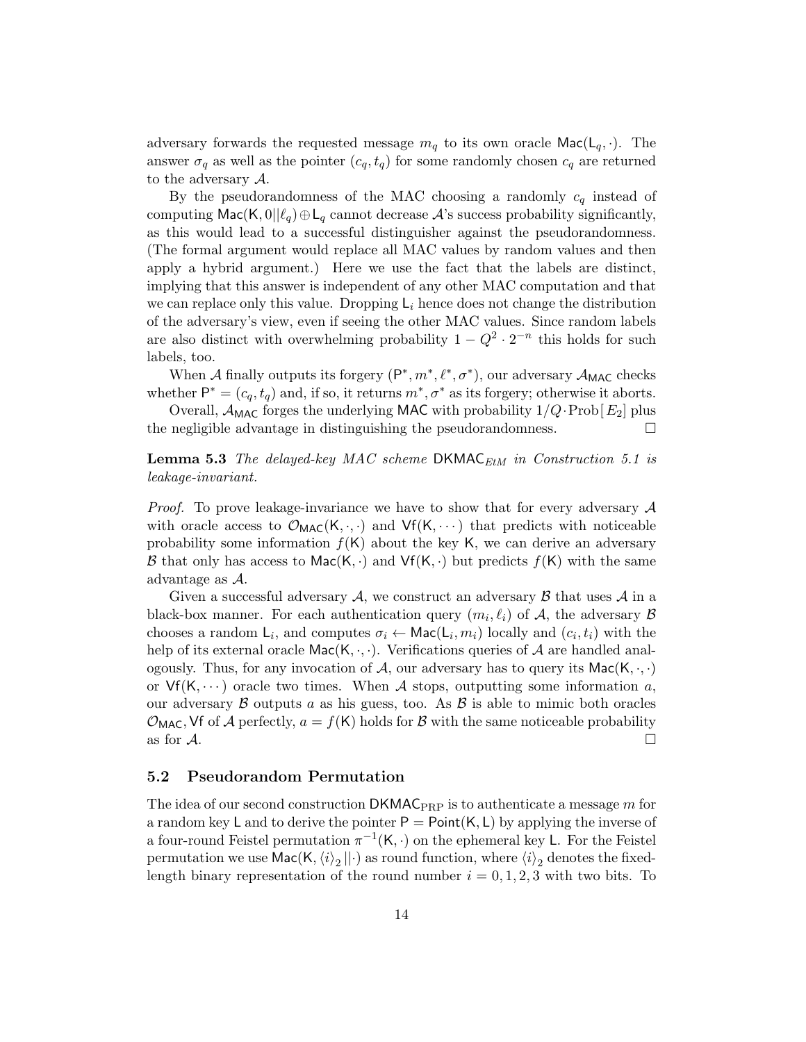adversary forwards the requested message $m_q$ to its own oracle $\mathsf{Mac}(\mathsf{L}_q, \cdot)$. The answer $\sigma_q$ as well as the pointer $(c_q, t_q)$ for some randomly chosen $c_q$ are returned to the adversary $\mathcal{A}$.

By the pseudorandomness of the MAC choosing a randomly $c_q$ instead of computing $\mathsf{Mac}(\mathsf{K}, 0||\ell_q) \oplus \mathsf{L}_q$ cannot decrease $\mathcal{A}$'s success probability significantly, as this would lead to a successful distinguisher against the pseudorandomness. (The formal argument would replace all MAC values by random values and then apply a hybrid argument.) Here we use the fact that the labels are distinct, implying that this answer is independent of any other MAC computation and that we can replace only this value. Dropping $\mathsf{L}_i$ hence does not change the distribution of the adversary's view, even if seeing the other MAC values. Since random labels are also distinct with overwhelming probability $1 - Q^2 \cdot 2^{-n}$ this holds for such labels, too.

When $\mathcal{A}$ finally outputs its forgery $(\mathsf{P}^*, m^*, \ell^*, \sigma^*)$, our adversary $\mathcal{A}_{\mathsf{MAC}}$ checks whether $\mathsf{P}^* = (c_q, t_q)$ and, if so, it returns $m^*, \sigma^*$ as its forgery; otherwise it aborts.

Overall, $\mathcal{A}_{\mathsf{MAC}}$ forges the underlying $\mathsf{MAC}$ with probability $1/Q \cdot \mathrm{Prob}[\, E_2]$ plus the negligible advantage in distinguishing the pseudorandomness. □

**Lemma 5.3** *The delayed-key MAC scheme $\mathsf{DKMAC}_{EtM}$ in Construction 5.1 is leakage-invariant.*

*Proof.* To prove leakage-invariance we have to show that for every adversary $\mathcal{A}$ with oracle access to $\mathcal{O}_{\mathsf{MAC}}(\mathsf{K}, \cdot, \cdot)$ and $\mathsf{Vf}(\mathsf{K}, \cdots)$ that predicts with noticeable probability some information $f(\mathsf{K})$ about the key $\mathsf{K}$, we can derive an adversary $\mathcal{B}$ that only has access to $\mathsf{Mac}(\mathsf{K}, \cdot)$ and $\mathsf{Vf}(\mathsf{K}, \cdot)$ but predicts $f(\mathsf{K})$ with the same advantage as $\mathcal{A}$.

Given a successful adversary $\mathcal{A}$, we construct an adversary $\mathcal{B}$ that uses $\mathcal{A}$ in a black-box manner. For each authentication query $(m_i, \ell_i)$ of $\mathcal{A}$, the adversary $\mathcal{B}$ chooses a random $\mathsf{L}_i$, and computes $\sigma_i \leftarrow \mathsf{Mac}(\mathsf{L}_i, m_i)$ locally and $(c_i, t_i)$ with the help of its external oracle $\mathsf{Mac}(\mathsf{K}, \cdot, \cdot)$. Verifications queries of $\mathcal{A}$ are handled analogously. Thus, for any invocation of $\mathcal{A}$, our adversary has to query its $\mathsf{Mac}(\mathsf{K}, \cdot, \cdot)$ or $\mathsf{Vf}(\mathsf{K}, \cdots)$ oracle two times. When $\mathcal{A}$ stops, outputting some information $a$, our adversary $\mathcal{B}$ outputs $a$ as his guess, too. As $\mathcal{B}$ is able to mimic both oracles $\mathcal{O}_{\mathsf{MAC}}, \mathsf{Vf}$ of $\mathcal{A}$ perfectly, $a = f(\mathsf{K})$ holds for $\mathcal{B}$ with the same noticeable probability as for $\mathcal{A}$. □

### 5.2 Pseudorandom Permutation

The idea of our second construction $\mathsf{DKMAC}_{\mathrm{PRP}}$ is to authenticate a message $m$ for a random key $\mathsf{L}$ and to derive the pointer $\mathsf{P} = \mathsf{Point}(\mathsf{K}, \mathsf{L})$ by applying the inverse of a four-round Feistel permutation $\pi^{-1}(\mathsf{K}, \cdot)$ on the ephemeral key $\mathsf{L}$. For the Feistel permutation we use $\mathsf{Mac}(\mathsf{K}, \langle i \rangle_2 || \cdot)$ as round function, where $\langle i \rangle_2$ denotes the fixed-length binary representation of the round number $i = 0, 1, 2, 3$ with two bits. To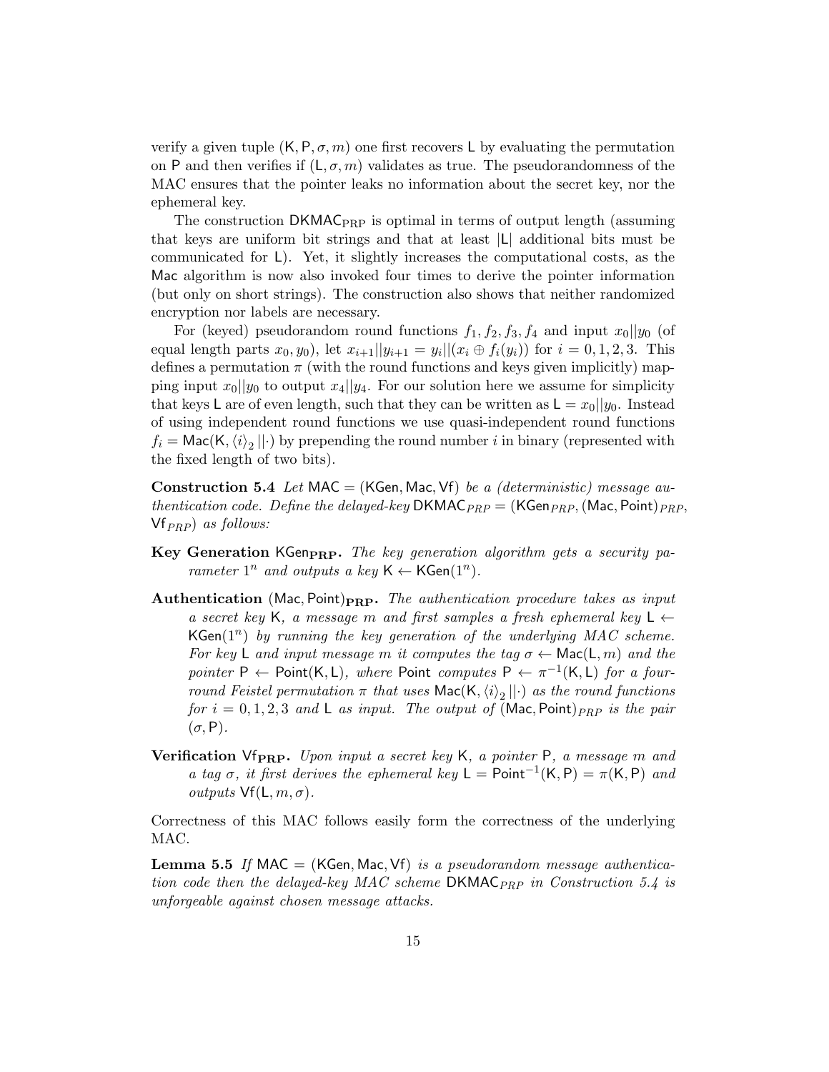verify a given tuple $(\mathsf{K}, \mathsf{P}, \sigma, m)$ one first recovers $\mathsf{L}$ by evaluating the permutation on $\mathsf{P}$ and then verifies if $(\mathsf{L}, \sigma, m)$ validates as true. The pseudorandomness of the MAC ensures that the pointer leaks no information about the secret key, nor the ephemeral key.

The construction $\mathsf{DKMAC}_{\mathrm{PRP}}$ is optimal in terms of output length (assuming that keys are uniform bit strings and that at least $|\mathsf{L}|$ additional bits must be communicated for $\mathsf{L}$). Yet, it slightly increases the computational costs, as the $\mathsf{Mac}$ algorithm is now also invoked four times to derive the pointer information (but only on short strings). The construction also shows that neither randomized encryption nor labels are necessary.

For (keyed) pseudorandom round functions $f_1, f_2, f_3, f_4$ and input $x_0||y_0$ (of equal length parts $x_0, y_0$), let $x_{i+1}||y_{i+1} = y_i||(x_i \oplus f_i(y_i))$ for $i = 0, 1, 2, 3$. This defines a permutation $\pi$ (with the round functions and keys given implicitly) mapping input $x_0||y_0$ to output $x_4||y_4$. For our solution here we assume for simplicity that keys $\mathsf{L}$ are of even length, such that they can be written as $\mathsf{L} = x_0||y_0$. Instead of using independent round functions we use quasi-independent round functions $f_i = \mathsf{Mac}(\mathsf{K}, \langle i \rangle_2 ||\cdot)$ by prepending the round number $i$ in binary (represented with the fixed length of two bits).

**Construction 5.4** *Let $\mathsf{MAC} = (\mathsf{KGen}, \mathsf{Mac}, \mathsf{Vf})$ be a (deterministic) message authentication code. Define the delayed-key $\mathsf{DKMAC}_{PRP} = (\mathsf{KGen}_{PRP}, (\mathsf{Mac}, \mathsf{Point})_{PRP}, \mathsf{Vf}_{PRP})$ as follows:*

**Key Generation $\mathsf{KGen}_{\mathbf{PRP}}$.** *The key generation algorithm gets a security parameter $1^n$ and outputs a key $\mathsf{K} \leftarrow \mathsf{KGen}(1^n)$.*

**Authentication $(\mathsf{Mac}, \mathsf{Point})_{\mathbf{PRP}}$.** *The authentication procedure takes as input a secret key $\mathsf{K}$, a message $m$ and first samples a fresh ephemeral key $\mathsf{L} \leftarrow \mathsf{KGen}(1^n)$ by running the key generation of the underlying MAC scheme. For key $\mathsf{L}$ and input message $m$ it computes the tag $\sigma \leftarrow \mathsf{Mac}(\mathsf{L}, m)$ and the pointer $\mathsf{P} \leftarrow \mathsf{Point}(\mathsf{K}, \mathsf{L})$, where $\mathsf{Point}$ computes $\mathsf{P} \leftarrow \pi^{-1}(\mathsf{K}, \mathsf{L})$ for a four-round Feistel permutation $\pi$ that uses $\mathsf{Mac}(\mathsf{K}, \langle i \rangle_2 ||\cdot)$ as the round functions for $i = 0, 1, 2, 3$ and $\mathsf{L}$ as input. The output of $(\mathsf{Mac}, \mathsf{Point})_{PRP}$ is the pair $(\sigma, \mathsf{P})$.*

**Verification $\mathsf{Vf}_{\mathbf{PRP}}$.** *Upon input a secret key $\mathsf{K}$, a pointer $\mathsf{P}$, a message $m$ and a tag $\sigma$, it first derives the ephemeral key $\mathsf{L} = \mathsf{Point}^{-1}(\mathsf{K}, \mathsf{P}) = \pi(\mathsf{K}, \mathsf{P})$ and outputs $\mathsf{Vf}(\mathsf{L}, m, \sigma)$.*

Correctness of this MAC follows easily form the correctness of the underlying MAC.

**Lemma 5.5** *If $\mathsf{MAC} = (\mathsf{KGen}, \mathsf{Mac}, \mathsf{Vf})$ is a pseudorandom message authentication code then the delayed-key MAC scheme $\mathsf{DKMAC}_{PRP}$ in Construction 5.4 is unforgeable against chosen message attacks.*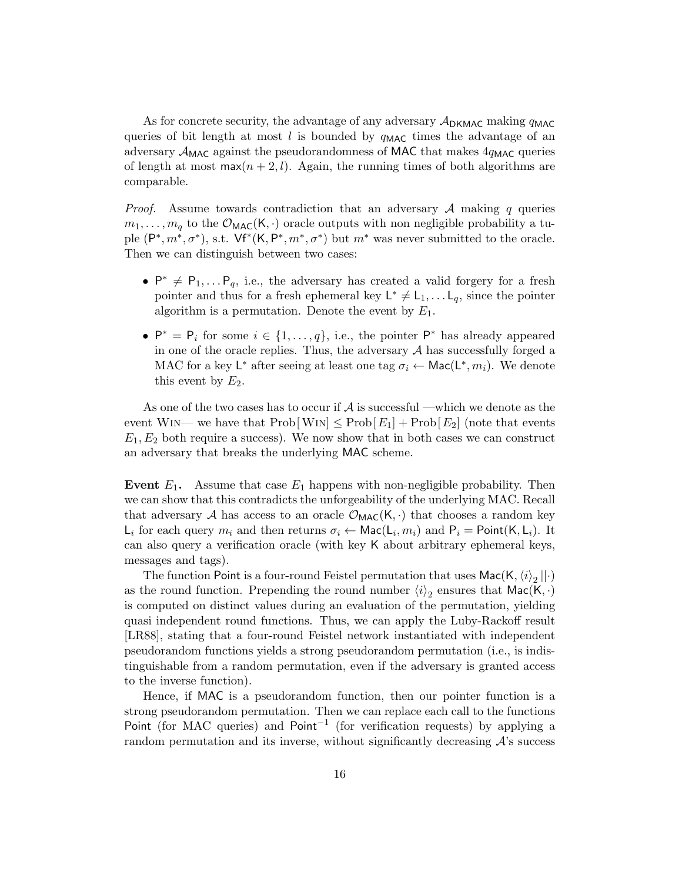As for concrete security, the advantage of any adversary $\mathcal{A}_{\mathsf{DKMAC}}$ making $q_{\mathsf{MAC}}$ queries of bit length at most $l$ is bounded by $q_{\mathsf{MAC}}$ times the advantage of an adversary $\mathcal{A}_{\mathsf{MAC}}$ against the pseudorandomness of $\mathsf{MAC}$ that makes $4q_{\mathsf{MAC}}$ queries of length at most $\mathsf{max}(n+2, l)$. Again, the running times of both algorithms are comparable.

*Proof.* Assume towards contradiction that an adversary $\mathcal{A}$ making $q$ queries $m_1, \ldots, m_q$ to the $\mathcal{O}_{\mathsf{MAC}}(\mathsf{K}, \cdot)$ oracle outputs with non negligible probability a tuple $(\mathsf{P}^*, m^*, \sigma^*)$, s.t. $\mathsf{Vf}^*(\mathsf{K}, \mathsf{P}^*, m^*, \sigma^*)$ but $m^*$ was never submitted to the oracle. Then we can distinguish between two cases:

- $\mathsf{P}^* \neq \mathsf{P}_1, \ldots \mathsf{P}_q$, i.e., the adversary has created a valid forgery for a fresh pointer and thus for a fresh ephemeral key $\mathsf{L}^* \neq \mathsf{L}_1, \ldots \mathsf{L}_q$, since the pointer algorithm is a permutation. Denote the event by $E_1$.
- $\mathsf{P}^* = \mathsf{P}_i$ for some $i \in \{1, \ldots, q\}$, i.e., the pointer $\mathsf{P}^*$ has already appeared in one of the oracle replies. Thus, the adversary $\mathcal{A}$ has successfully forged a MAC for a key $\mathsf{L}^*$ after seeing at least one tag $\sigma_i \leftarrow \mathsf{Mac}(\mathsf{L}^*, m_i)$. We denote this event by $E_2$.

As one of the two cases has to occur if $\mathcal{A}$ is successful —which we denote as the event WIN— we have that $\text{Prob}[\,\text{WIN}] \leq \text{Prob}[\,E_1] + \text{Prob}[\,E_2]$ (note that events $E_1, E_2$ both require a success). We now show that in both cases we can construct an adversary that breaks the underlying $\mathsf{MAC}$ scheme.

**Event $E_1$.** Assume that case $E_1$ happens with non-negligible probability. Then we can show that this contradicts the unforgeability of the underlying MAC. Recall that adversary $\mathcal{A}$ has access to an oracle $\mathcal{O}_{\mathsf{MAC}}(\mathsf{K}, \cdot)$ that chooses a random key $\mathsf{L}_i$ for each query $m_i$ and then returns $\sigma_i \leftarrow \mathsf{Mac}(\mathsf{L}_i, m_i)$ and $\mathsf{P}_i = \mathsf{Point}(\mathsf{K}, \mathsf{L}_i)$. It can also query a verification oracle (with key $\mathsf{K}$ about arbitrary ephemeral keys, messages and tags).

The function $\mathsf{Point}$ is a four-round Feistel permutation that uses $\mathsf{Mac}(\mathsf{K}, \langle i \rangle_2 \,||\cdot)$ as the round function. Prepending the round number $\langle i \rangle_2$ ensures that $\mathsf{Mac}(\mathsf{K}, \cdot)$ is computed on distinct values during an evaluation of the permutation, yielding quasi independent round functions. Thus, we can apply the Luby-Rackoff result [LR88], stating that a four-round Feistel network instantiated with independent pseudorandom functions yields a strong pseudorandom permutation (i.e., is indistinguishable from a random permutation, even if the adversary is granted access to the inverse function).

Hence, if $\mathsf{MAC}$ is a pseudorandom function, then our pointer function is a strong pseudorandom permutation. Then we can replace each call to the functions $\mathsf{Point}$ (for MAC queries) and $\mathsf{Point}^{-1}$ (for verification requests) by applying a random permutation and its inverse, without significantly decreasing $\mathcal{A}$'s success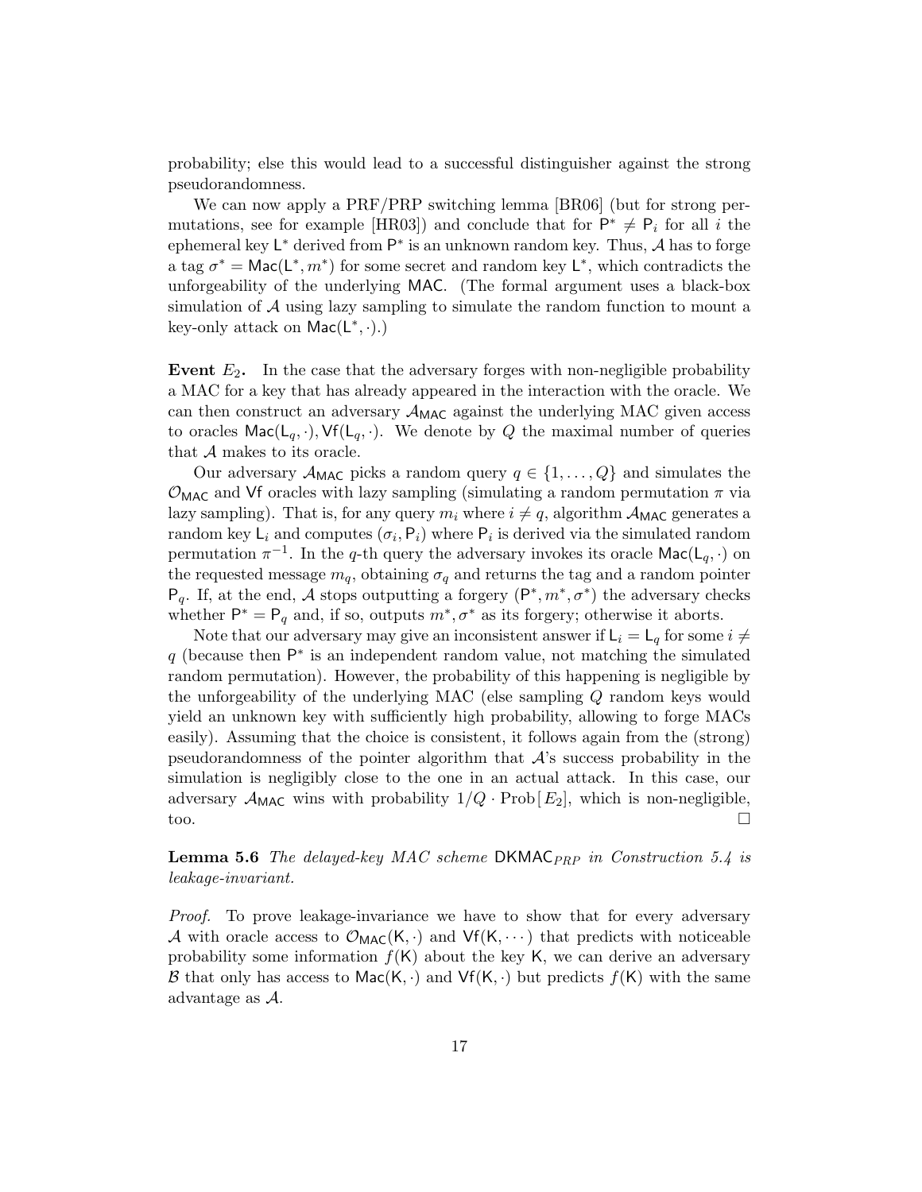probability; else this would lead to a successful distinguisher against the strong pseudorandomness.

We can now apply a PRF/PRP switching lemma [BR06] (but for strong permutations, see for example [HR03]) and conclude that for $\mathsf{P}^* \neq \mathsf{P}_i$ for all $i$ the ephemeral key $\mathsf{L}^*$ derived from $\mathsf{P}^*$ is an unknown random key. Thus, $\mathcal{A}$ has to forge a tag $\sigma^* = \mathsf{Mac}(\mathsf{L}^*, m^*)$ for some secret and random key $\mathsf{L}^*$, which contradicts the unforgeability of the underlying $\mathsf{MAC}$. (The formal argument uses a black-box simulation of $\mathcal{A}$ using lazy sampling to simulate the random function to mount a key-only attack on $\mathsf{Mac}(\mathsf{L}^*, \cdot)$.)

**Event $E_2$.** In the case that the adversary forges with non-negligible probability a MAC for a key that has already appeared in the interaction with the oracle. We can then construct an adversary $\mathcal{A}_{\mathsf{MAC}}$ against the underlying MAC given access to oracles $\mathsf{Mac}(\mathsf{L}_q, \cdot), \mathsf{Vf}(\mathsf{L}_q, \cdot)$. We denote by $Q$ the maximal number of queries that $\mathcal{A}$ makes to its oracle.

Our adversary $\mathcal{A}_{\mathsf{MAC}}$ picks a random query $q \in \{1, \ldots, Q\}$ and simulates the $\mathcal{O}_{\mathsf{MAC}}$ and $\mathsf{Vf}$ oracles with lazy sampling (simulating a random permutation $\pi$ via lazy sampling). That is, for any query $m_i$ where $i \neq q$, algorithm $\mathcal{A}_{\mathsf{MAC}}$ generates a random key $\mathsf{L}_i$ and computes $(\sigma_i, \mathsf{P}_i)$ where $\mathsf{P}_i$ is derived via the simulated random permutation $\pi^{-1}$. In the $q$-th query the adversary invokes its oracle $\mathsf{Mac}(\mathsf{L}_q, \cdot)$ on the requested message $m_q$, obtaining $\sigma_q$ and returns the tag and a random pointer $\mathsf{P}_q$. If, at the end, $\mathcal{A}$ stops outputting a forgery $(\mathsf{P}^*, m^*, \sigma^*)$ the adversary checks whether $\mathsf{P}^* = \mathsf{P}_q$ and, if so, outputs $m^*, \sigma^*$ as its forgery; otherwise it aborts.

Note that our adversary may give an inconsistent answer if $\mathsf{L}_i = \mathsf{L}_q$ for some $i \neq q$ (because then $\mathsf{P}^*$ is an independent random value, not matching the simulated random permutation). However, the probability of this happening is negligible by the unforgeability of the underlying MAC (else sampling $Q$ random keys would yield an unknown key with sufficiently high probability, allowing to forge MACs easily). Assuming that the choice is consistent, it follows again from the (strong) pseudorandomness of the pointer algorithm that $\mathcal{A}$'s success probability in the simulation is negligibly close to the one in an actual attack. In this case, our adversary $\mathcal{A}_{\mathsf{MAC}}$ wins with probability $1/Q \cdot \mathrm{Prob}[E_2]$, which is non-negligible, too. $\square$

**Lemma 5.6** *The delayed-key MAC scheme* $\mathsf{DKMAC}_{PRP}$ *in Construction 5.4 is leakage-invariant.*

*Proof.* To prove leakage-invariance we have to show that for every adversary $\mathcal{A}$ with oracle access to $\mathcal{O}_{\mathsf{MAC}}(\mathsf{K}, \cdot)$ and $\mathsf{Vf}(\mathsf{K}, \cdots)$ that predicts with noticeable probability some information $f(\mathsf{K})$ about the key $\mathsf{K}$, we can derive an adversary $\mathcal{B}$ that only has access to $\mathsf{Mac}(\mathsf{K}, \cdot)$ and $\mathsf{Vf}(\mathsf{K}, \cdot)$ but predicts $f(\mathsf{K})$ with the same advantage as $\mathcal{A}$.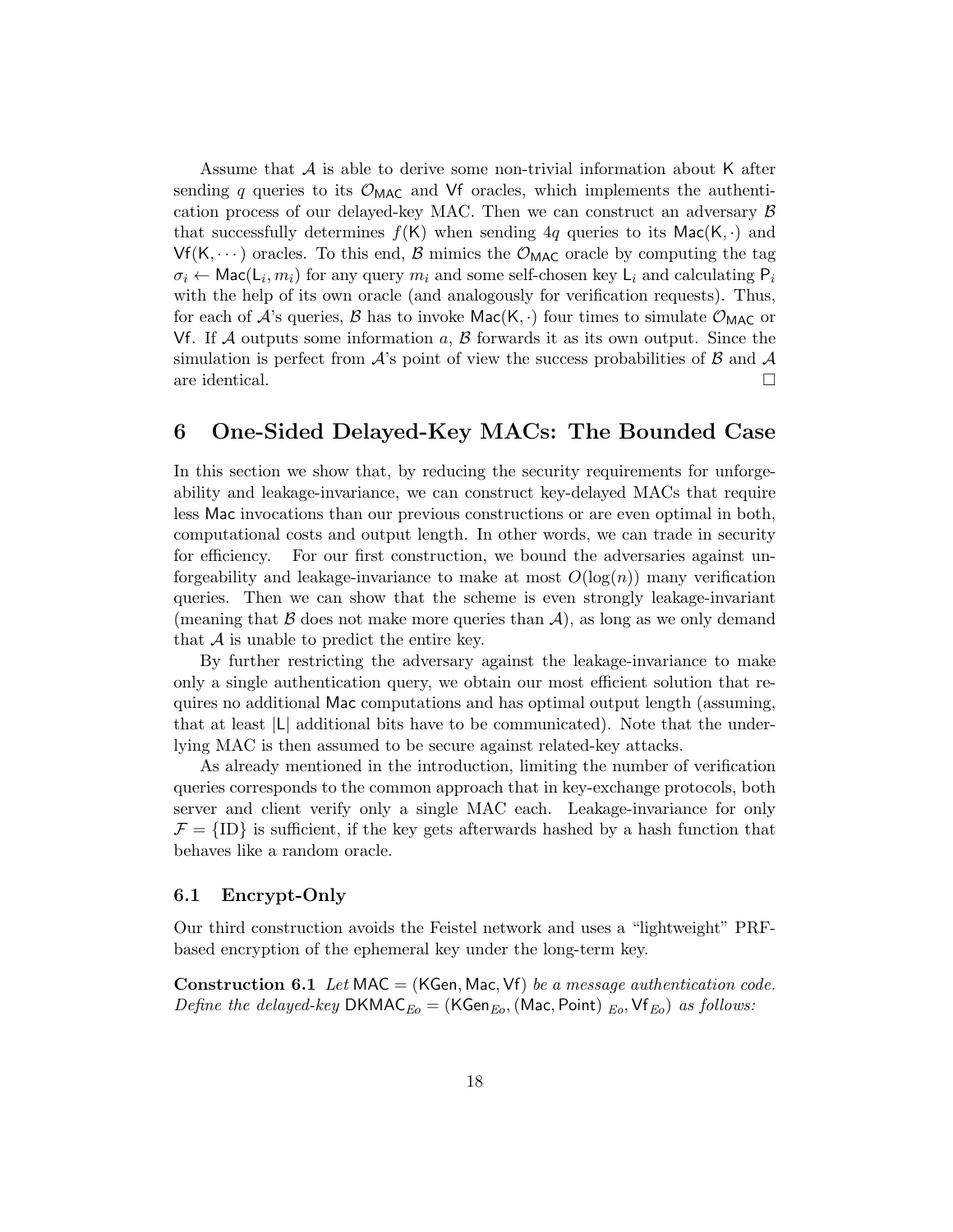Assume that $\mathcal{A}$ is able to derive some non-trivial information about $\mathsf{K}$ after sending $q$ queries to its $\mathcal{O}_{\mathsf{MAC}}$ and $\mathsf{Vf}$ oracles, which implements the authentication process of our delayed-key MAC. Then we can construct an adversary $\mathcal{B}$ that successfully determines $f(\mathsf{K})$ when sending $4q$ queries to its $\mathsf{Mac}(\mathsf{K}, \cdot)$ and $\mathsf{Vf}(\mathsf{K}, \cdots)$ oracles. To this end, $\mathcal{B}$ mimics the $\mathcal{O}_{\mathsf{MAC}}$ oracle by computing the tag $\sigma_i \leftarrow \mathsf{Mac}(\mathsf{L}_i, m_i)$ for any query $m_i$ and some self-chosen key $\mathsf{L}_i$ and calculating $\mathsf{P}_i$ with the help of its own oracle (and analogously for verification requests). Thus, for each of $\mathcal{A}$'s queries, $\mathcal{B}$ has to invoke $\mathsf{Mac}(\mathsf{K}, \cdot)$ four times to simulate $\mathcal{O}_{\mathsf{MAC}}$ or $\mathsf{Vf}$. If $\mathcal{A}$ outputs some information $a$, $\mathcal{B}$ forwards it as its own output. Since the simulation is perfect from $\mathcal{A}$'s point of view the success probabilities of $\mathcal{B}$ and $\mathcal{A}$ are identical. □

# 6 One-Sided Delayed-Key MACs: The Bounded Case

In this section we show that, by reducing the security requirements for unforgeability and leakage-invariance, we can construct key-delayed MACs that require less $\mathsf{Mac}$ invocations than our previous constructions or are even optimal in both, computational costs and output length. In other words, we can trade in security for efficiency. For our first construction, we bound the adversaries against unforgeability and leakage-invariance to make at most $O(\log(n))$ many verification queries. Then we can show that the scheme is even strongly leakage-invariant (meaning that $\mathcal{B}$ does not make more queries than $\mathcal{A}$), as long as we only demand that $\mathcal{A}$ is unable to predict the entire key.

By further restricting the adversary against the leakage-invariance to make only a single authentication query, we obtain our most efficient solution that requires no additional $\mathsf{Mac}$ computations and has optimal output length (assuming, that at least $|\mathsf{L}|$ additional bits have to be communicated). Note that the underlying MAC is then assumed to be secure against related-key attacks.

As already mentioned in the introduction, limiting the number of verification queries corresponds to the common approach that in key-exchange protocols, both server and client verify only a single MAC each. Leakage-invariance for only $\mathcal{F} = \{\mathrm{ID}\}$ is sufficient, if the key gets afterwards hashed by a hash function that behaves like a random oracle.

## 6.1 Encrypt-Only

Our third construction avoids the Feistel network and uses a "lightweight" PRF-based encryption of the ephemeral key under the long-term key.

**Construction 6.1** *Let* $\mathsf{MAC} = (\mathsf{KGen}, \mathsf{Mac}, \mathsf{Vf})$ *be a message authentication code. Define the delayed-key* $\mathsf{DKMAC}_{Eo} = (\mathsf{KGen}_{Eo}, (\mathsf{Mac}, \mathsf{Point})\ _{Eo}, \mathsf{Vf}_{Eo})$ *as follows:*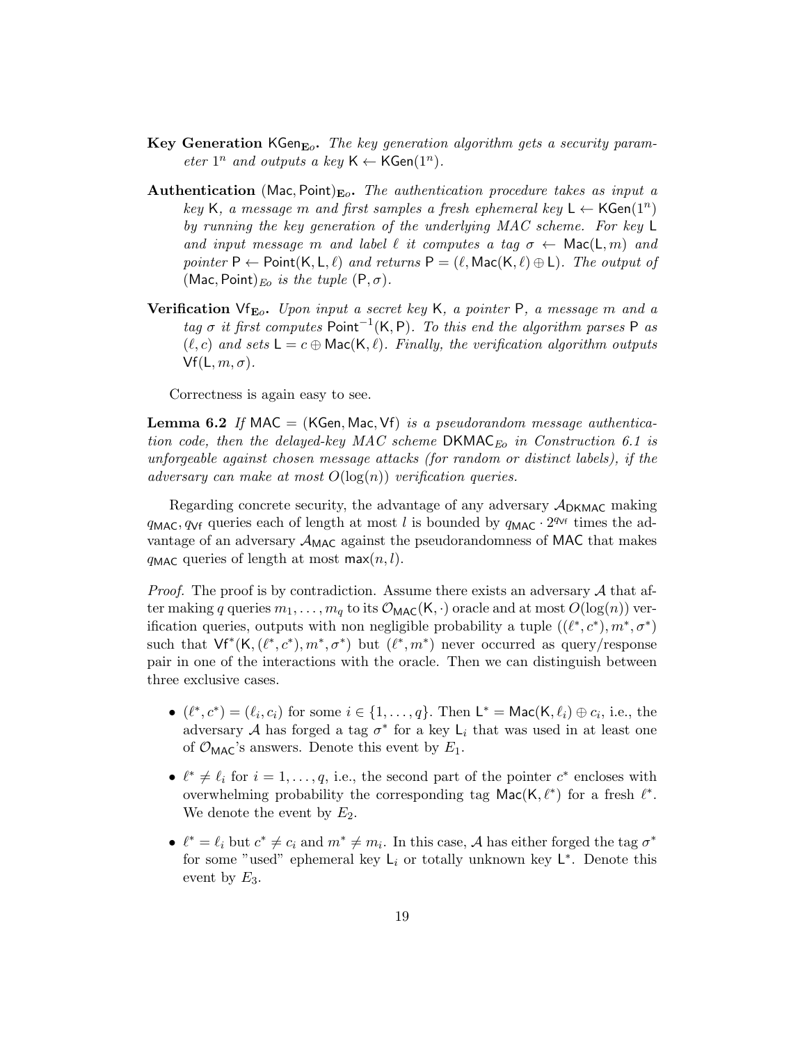**Key Generation** $\mathsf{KGen}_{\mathbf{E}o}$. *The key generation algorithm gets a security parameter $1^n$ and outputs a key $\mathsf{K} \leftarrow \mathsf{KGen}(1^n)$.*

**Authentication** $(\mathsf{Mac}, \mathsf{Point})_{\mathbf{E}o}$. *The authentication procedure takes as input a key $\mathsf{K}$, a message $m$ and first samples a fresh ephemeral key $\mathsf{L} \leftarrow \mathsf{KGen}(1^n)$ by running the key generation of the underlying MAC scheme. For key $\mathsf{L}$ and input message $m$ and label $\ell$ it computes a tag $\sigma \leftarrow \mathsf{Mac}(\mathsf{L}, m)$ and pointer $\mathsf{P} \leftarrow \mathsf{Point}(\mathsf{K}, \mathsf{L}, \ell)$ and returns $\mathsf{P} = (\ell, \mathsf{Mac}(\mathsf{K}, \ell) \oplus \mathsf{L})$. The output of $(\mathsf{Mac}, \mathsf{Point})_{Eo}$ is the tuple $(\mathsf{P}, \sigma)$.*

**Verification** $\mathsf{Vf}_{\mathbf{E}o}$. *Upon input a secret key $\mathsf{K}$, a pointer $\mathsf{P}$, a message $m$ and a tag $\sigma$ it first computes $\mathsf{Point}^{-1}(\mathsf{K}, \mathsf{P})$. To this end the algorithm parses $\mathsf{P}$ as $(\ell, c)$ and sets $\mathsf{L} = c \oplus \mathsf{Mac}(\mathsf{K}, \ell)$. Finally, the verification algorithm outputs $\mathsf{Vf}(\mathsf{L}, m, \sigma)$.*

Correctness is again easy to see.

**Lemma 6.2** *If $\mathsf{MAC} = (\mathsf{KGen}, \mathsf{Mac}, \mathsf{Vf})$ is a pseudorandom message authentication code, then the delayed-key MAC scheme $\mathsf{DKMAC}_{Eo}$ in Construction 6.1 is unforgeable against chosen message attacks (for random or distinct labels), if the adversary can make at most $O(\log(n))$ verification queries.*

Regarding concrete security, the advantage of any adversary $\mathcal{A}_{\mathsf{DKMAC}}$ making $q_{\mathsf{MAC}}, q_{\mathsf{Vf}}$ queries each of length at most $l$ is bounded by $q_{\mathsf{MAC}} \cdot 2^{q_{\mathsf{Vf}}}$ times the advantage of an adversary $\mathcal{A}_{\mathsf{MAC}}$ against the pseudorandomness of $\mathsf{MAC}$ that makes $q_{\mathsf{MAC}}$ queries of length at most $\max(n, l)$.

*Proof.* The proof is by contradiction. Assume there exists an adversary $\mathcal{A}$ that after making $q$ queries $m_1, \ldots, m_q$ to its $\mathcal{O}_{\mathsf{MAC}}(\mathsf{K}, \cdot)$ oracle and at most $O(\log(n))$ verification queries, outputs with non negligible probability a tuple $((\ell^*, c^*), m^*, \sigma^*)$ such that $\mathsf{Vf}^*(\mathsf{K}, (\ell^*, c^*), m^*, \sigma^*)$ but $(\ell^*, m^*)$ never occurred as query/response pair in one of the interactions with the oracle. Then we can distinguish between three exclusive cases.

- $(\ell^*, c^*) = (\ell_i, c_i)$ for some $i \in \{1, \ldots, q\}$. Then $\mathsf{L}^* = \mathsf{Mac}(\mathsf{K}, \ell_i) \oplus c_i$, i.e., the adversary $\mathcal{A}$ has forged a tag $\sigma^*$ for a key $\mathsf{L}_i$ that was used in at least one of $\mathcal{O}_{\mathsf{MAC}}$'s answers. Denote this event by $E_1$.
- $\ell^* \neq \ell_i$ for $i = 1, \ldots, q$, i.e., the second part of the pointer $c^*$ encloses with overwhelming probability the corresponding tag $\mathsf{Mac}(\mathsf{K}, \ell^*)$ for a fresh $\ell^*$. We denote the event by $E_2$.
- $\ell^* = \ell_i$ but $c^* \neq c_i$ and $m^* \neq m_i$. In this case, $\mathcal{A}$ has either forged the tag $\sigma^*$ for some "used" ephemeral key $\mathsf{L}_i$ or totally unknown key $\mathsf{L}^*$. Denote this event by $E_3$.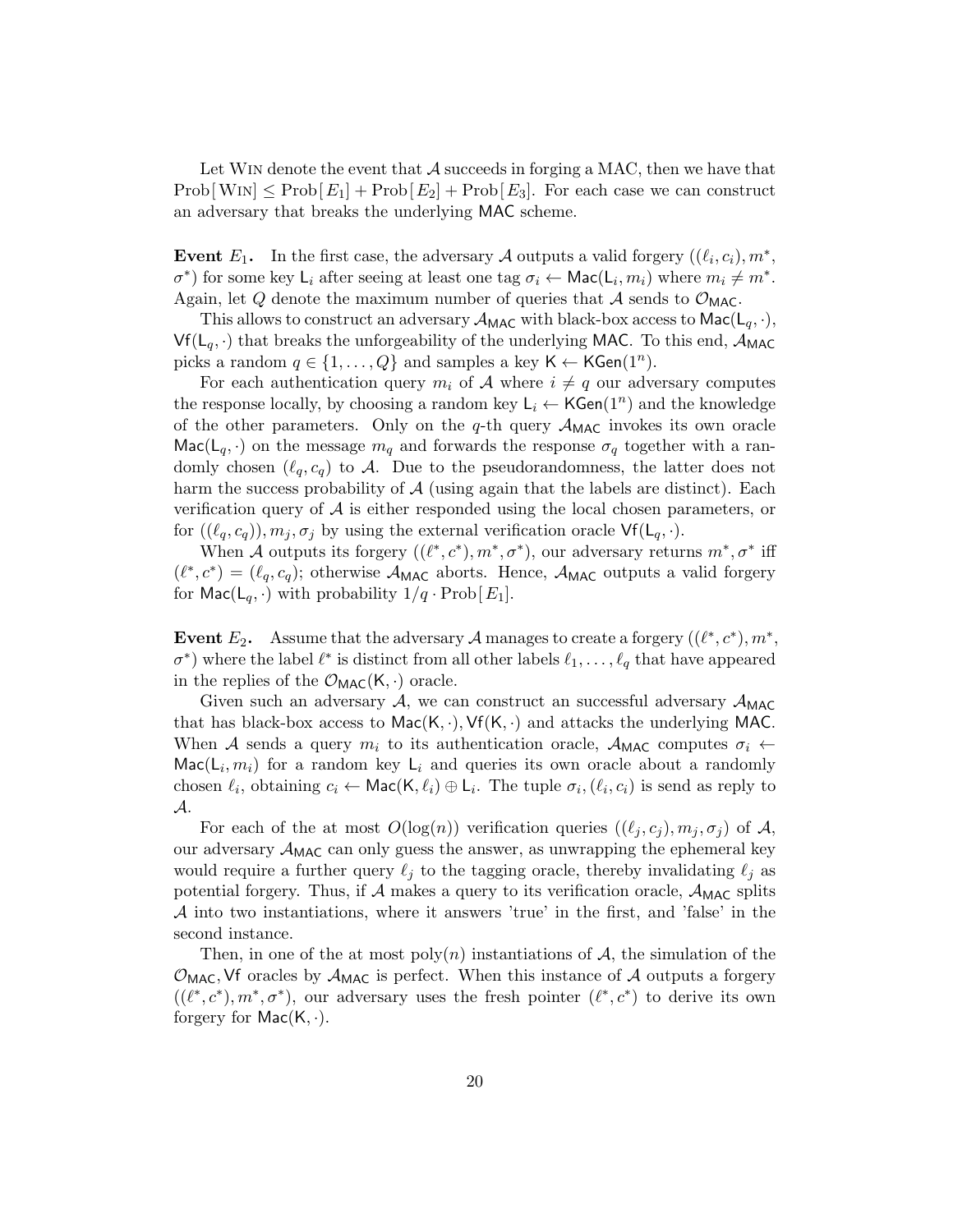Let Win denote the event that $\mathcal{A}$ succeeds in forging a MAC, then we have that $\text{Prob}[\,\text{Win}\,] \leq \text{Prob}[\,E_1] + \text{Prob}[\,E_2] + \text{Prob}[\,E_3]$. For each case we can construct an adversary that breaks the underlying $\mathsf{MAC}$ scheme.

**Event $E_1$.** In the first case, the adversary $\mathcal{A}$ outputs a valid forgery $((\ell_i, c_i), m^*, \sigma^*)$ for some key $\mathsf{L}_i$ after seeing at least one tag $\sigma_i \leftarrow \mathsf{Mac}(\mathsf{L}_i, m_i)$ where $m_i \neq m^*$. Again, let $Q$ denote the maximum number of queries that $\mathcal{A}$ sends to $\mathcal{O}_{\mathsf{MAC}}$.

This allows to construct an adversary $\mathcal{A}_{\mathsf{MAC}}$ with black-box access to $\mathsf{Mac}(\mathsf{L}_q, \cdot)$, $\mathsf{Vf}(\mathsf{L}_q, \cdot)$ that breaks the unforgeability of the underlying $\mathsf{MAC}$. To this end, $\mathcal{A}_{\mathsf{MAC}}$ picks a random $q \in \{1, \ldots, Q\}$ and samples a key $\mathsf{K} \leftarrow \mathsf{KGen}(1^n)$.

For each authentication query $m_i$ of $\mathcal{A}$ where $i \neq q$ our adversary computes the response locally, by choosing a random key $\mathsf{L}_i \leftarrow \mathsf{KGen}(1^n)$ and the knowledge of the other parameters. Only on the $q$-th query $\mathcal{A}_{\mathsf{MAC}}$ invokes its own oracle $\mathsf{Mac}(\mathsf{L}_q, \cdot)$ on the message $m_q$ and forwards the response $\sigma_q$ together with a randomly chosen $(\ell_q, c_q)$ to $\mathcal{A}$. Due to the pseudorandomness, the latter does not harm the success probability of $\mathcal{A}$ (using again that the labels are distinct). Each verification query of $\mathcal{A}$ is either responded using the local chosen parameters, or for $((\ell_q, c_q)), m_j, \sigma_j$ by using the external verification oracle $\mathsf{Vf}(\mathsf{L}_q, \cdot)$.

When $\mathcal{A}$ outputs its forgery $((\ell^*, c^*), m^*, \sigma^*)$, our adversary returns $m^*, \sigma^*$ iff $(\ell^*, c^*) = (\ell_q, c_q)$; otherwise $\mathcal{A}_{\mathsf{MAC}}$ aborts. Hence, $\mathcal{A}_{\mathsf{MAC}}$ outputs a valid forgery for $\mathsf{Mac}(\mathsf{L}_q, \cdot)$ with probability $1/q \cdot \text{Prob}[\,E_1]$.

**Event $E_2$.** Assume that the adversary $\mathcal{A}$ manages to create a forgery $((\ell^*, c^*), m^*, \sigma^*)$ where the label $\ell^*$ is distinct from all other labels $\ell_1, \ldots, \ell_q$ that have appeared in the replies of the $\mathcal{O}_{\mathsf{MAC}}(\mathsf{K}, \cdot)$ oracle.

Given such an adversary $\mathcal{A}$, we can construct an successful adversary $\mathcal{A}_{\mathsf{MAC}}$ that has black-box access to $\mathsf{Mac}(\mathsf{K}, \cdot), \mathsf{Vf}(\mathsf{K}, \cdot)$ and attacks the underlying $\mathsf{MAC}$. When $\mathcal{A}$ sends a query $m_i$ to its authentication oracle, $\mathcal{A}_{\mathsf{MAC}}$ computes $\sigma_i \leftarrow \mathsf{Mac}(\mathsf{L}_i, m_i)$ for a random key $\mathsf{L}_i$ and queries its own oracle about a randomly chosen $\ell_i$, obtaining $c_i \leftarrow \mathsf{Mac}(\mathsf{K}, \ell_i) \oplus \mathsf{L}_i$. The tuple $\sigma_i, (\ell_i, c_i)$ is send as reply to $\mathcal{A}$.

For each of the at most $O(\log(n))$ verification queries $((\ell_j, c_j), m_j, \sigma_j)$ of $\mathcal{A}$, our adversary $\mathcal{A}_{\mathsf{MAC}}$ can only guess the answer, as unwrapping the ephemeral key would require a further query $\ell_j$ to the tagging oracle, thereby invalidating $\ell_j$ as potential forgery. Thus, if $\mathcal{A}$ makes a query to its verification oracle, $\mathcal{A}_{\mathsf{MAC}}$ splits $\mathcal{A}$ into two instantiations, where it answers 'true' in the first, and 'false' in the second instance.

Then, in one of the at most $\text{poly}(n)$ instantiations of $\mathcal{A}$, the simulation of the $\mathcal{O}_{\mathsf{MAC}}, \mathsf{Vf}$ oracles by $\mathcal{A}_{\mathsf{MAC}}$ is perfect. When this instance of $\mathcal{A}$ outputs a forgery $((\ell^*, c^*), m^*, \sigma^*)$, our adversary uses the fresh pointer $(\ell^*, c^*)$ to derive its own forgery for $\mathsf{Mac}(\mathsf{K}, \cdot)$.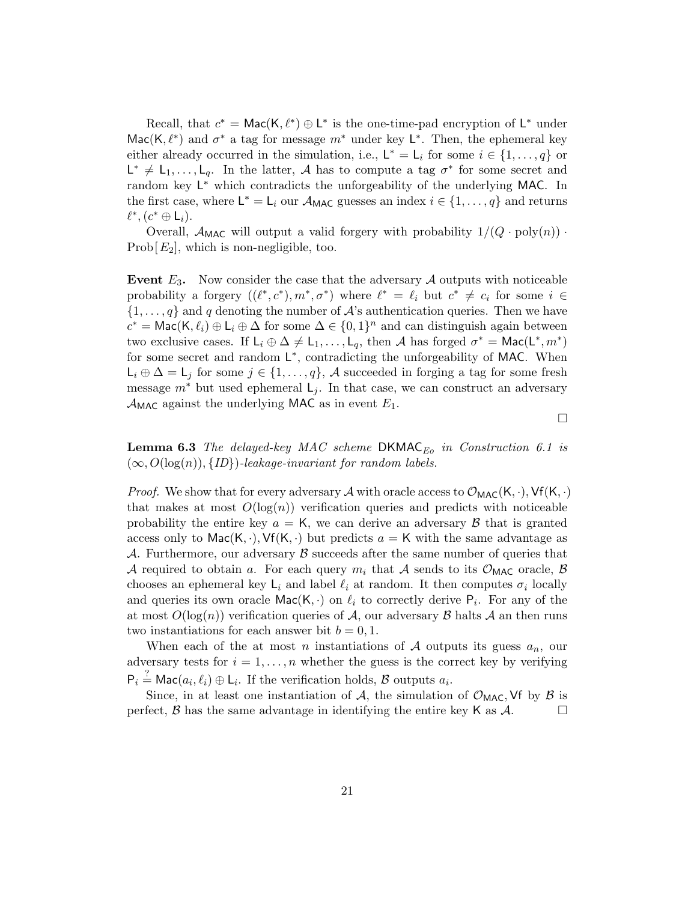Recall, that $c^* = \mathsf{Mac}(\mathsf{K}, \ell^*) \oplus \mathsf{L}^*$ is the one-time-pad encryption of $\mathsf{L}^*$ under $\mathsf{Mac}(\mathsf{K}, \ell^*)$ and $\sigma^*$ a tag for message $m^*$ under key $\mathsf{L}^*$. Then, the ephemeral key either already occurred in the simulation, i.e., $\mathsf{L}^* = \mathsf{L}_i$ for some $i \in \{1, \ldots, q\}$ or $\mathsf{L}^* \neq \mathsf{L}_1, \ldots, \mathsf{L}_q$. In the latter, $\mathcal{A}$ has to compute a tag $\sigma^*$ for some secret and random key $\mathsf{L}^*$ which contradicts the unforgeability of the underlying MAC. In the first case, where $\mathsf{L}^* = \mathsf{L}_i$ our $\mathcal{A}_{\mathsf{MAC}}$ guesses an index $i \in \{1, \ldots, q\}$ and returns $\ell^*, (c^* \oplus \mathsf{L}_i)$.

Overall, $\mathcal{A}_{\mathsf{MAC}}$ will output a valid forgery with probability $1/(Q \cdot \text{poly}(n)) \cdot \text{Prob}[E_2]$, which is non-negligible, too.

**Event $E_3$.** Now consider the case that the adversary $\mathcal{A}$ outputs with noticeable probability a forgery $((\ell^*, c^*), m^*, \sigma^*)$ where $\ell^* = \ell_i$ but $c^* \neq c_i$ for some $i \in \{1, \ldots, q\}$ and $q$ denoting the number of $\mathcal{A}$'s authentication queries. Then we have $c^* = \mathsf{Mac}(\mathsf{K}, \ell_i) \oplus \mathsf{L}_i \oplus \Delta$ for some $\Delta \in \{0,1\}^n$ and can distinguish again between two exclusive cases. If $\mathsf{L}_i \oplus \Delta \neq \mathsf{L}_1, \ldots, \mathsf{L}_q$, then $\mathcal{A}$ has forged $\sigma^* = \mathsf{Mac}(\mathsf{L}^*, m^*)$ for some secret and random $\mathsf{L}^*$, contradicting the unforgeability of MAC. When $\mathsf{L}_i \oplus \Delta = \mathsf{L}_j$ for some $j \in \{1, \ldots, q\}$, $\mathcal{A}$ succeeded in forging a tag for some fresh message $m^*$ but used ephemeral $\mathsf{L}_j$. In that case, we can construct an adversary $\mathcal{A}_{\mathsf{MAC}}$ against the underlying MAC as in event $E_1$.

□

**Lemma 6.3** *The delayed-key MAC scheme $\mathsf{DKMAC}_{Eo}$ in Construction 6.1 is $(\infty, O(\log(n)), \{ID\})$-leakage-invariant for random labels.*

*Proof.* We show that for every adversary $\mathcal{A}$ with oracle access to $\mathcal{O}_{\mathsf{MAC}}(\mathsf{K}, \cdot), \mathsf{Vf}(\mathsf{K}, \cdot)$ that makes at most $O(\log(n))$ verification queries and predicts with noticeable probability the entire key $a = \mathsf{K}$, we can derive an adversary $\mathcal{B}$ that is granted access only to $\mathsf{Mac}(\mathsf{K}, \cdot), \mathsf{Vf}(\mathsf{K}, \cdot)$ but predicts $a = \mathsf{K}$ with the same advantage as $\mathcal{A}$. Furthermore, our adversary $\mathcal{B}$ succeeds after the same number of queries that $\mathcal{A}$ required to obtain $a$. For each query $m_i$ that $\mathcal{A}$ sends to its $\mathcal{O}_{\mathsf{MAC}}$ oracle, $\mathcal{B}$ chooses an ephemeral key $\mathsf{L}_i$ and label $\ell_i$ at random. It then computes $\sigma_i$ locally and queries its own oracle $\mathsf{Mac}(\mathsf{K}, \cdot)$ on $\ell_i$ to correctly derive $\mathsf{P}_i$. For any of the at most $O(\log(n))$ verification queries of $\mathcal{A}$, our adversary $\mathcal{B}$ halts $\mathcal{A}$ an then runs two instantiations for each answer bit $b = 0, 1$.

When each of the at most $n$ instantiations of $\mathcal{A}$ outputs its guess $a_n$, our adversary tests for $i = 1, \ldots, n$ whether the guess is the correct key by verifying $\mathsf{P}_i \stackrel{?}{=} \mathsf{Mac}(a_i, \ell_i) \oplus \mathsf{L}_i$. If the verification holds, $\mathcal{B}$ outputs $a_i$.

Since, in at least one instantiation of $\mathcal{A}$, the simulation of $\mathcal{O}_{\mathsf{MAC}}, \mathsf{Vf}$ by $\mathcal{B}$ is perfect, $\mathcal{B}$ has the same advantage in identifying the entire key $\mathsf{K}$ as $\mathcal{A}$. □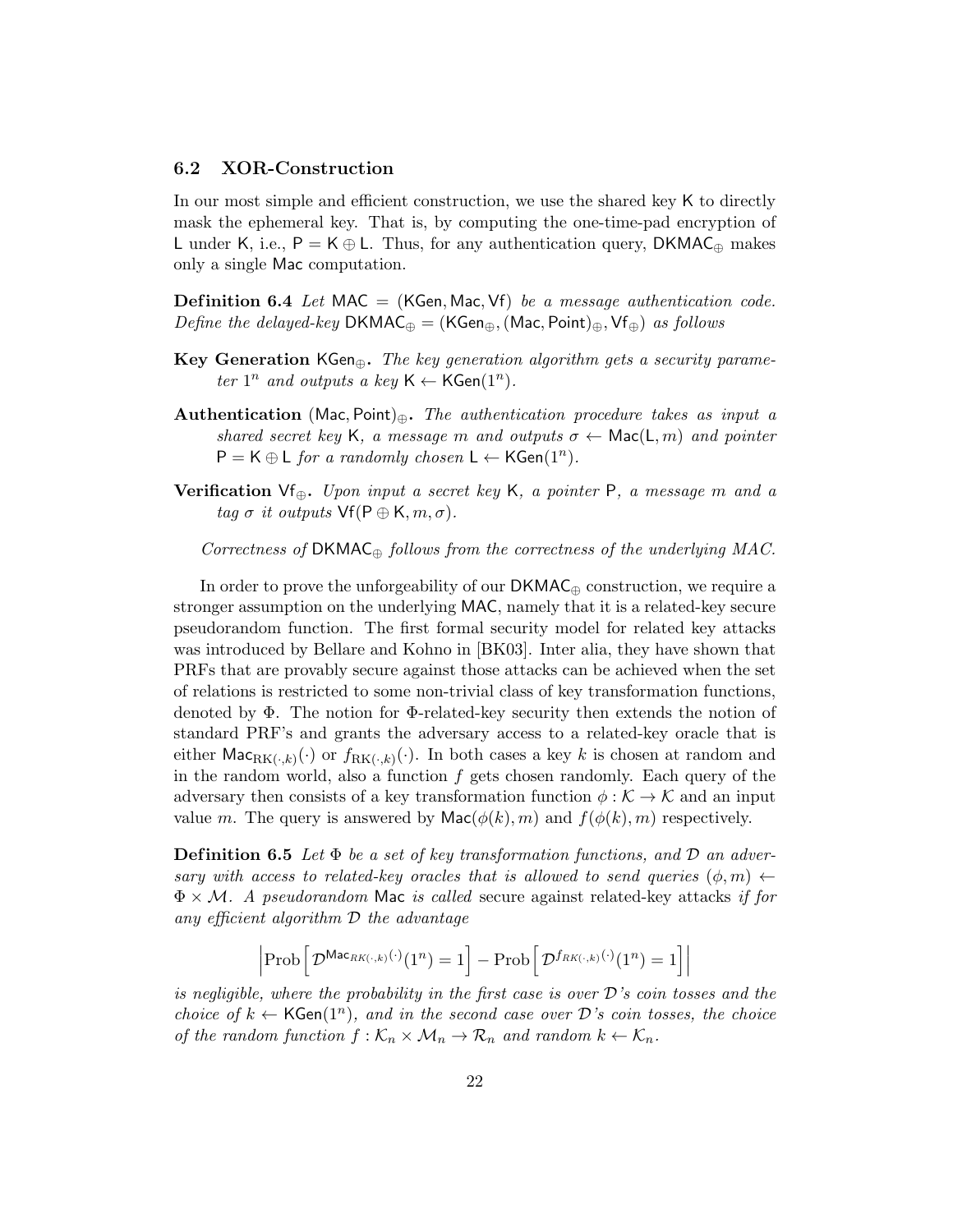### 6.2 XOR-Construction

In our most simple and efficient construction, we use the shared key $\mathsf{K}$ to directly mask the ephemeral key. That is, by computing the one-time-pad encryption of $\mathsf{L}$ under $\mathsf{K}$, i.e., $\mathsf{P} = \mathsf{K} \oplus \mathsf{L}$. Thus, for any authentication query, $\mathsf{DKMAC}_{\oplus}$ makes only a single $\mathsf{Mac}$ computation.

**Definition 6.4** *Let $\mathsf{MAC} = (\mathsf{KGen}, \mathsf{Mac}, \mathsf{Vf})$ be a message authentication code. Define the delayed-key $\mathsf{DKMAC}_{\oplus} = (\mathsf{KGen}_{\oplus}, (\mathsf{Mac}, \mathsf{Point})_{\oplus}, \mathsf{Vf}_{\oplus})$ as follows*

**Key Generation $\mathsf{KGen}_{\oplus}$.** *The key generation algorithm gets a security parameter $1^n$ and outputs a key $\mathsf{K} \leftarrow \mathsf{KGen}(1^n)$.*

**Authentication $(\mathsf{Mac}, \mathsf{Point})_{\oplus}$.** *The authentication procedure takes as input a shared secret key $\mathsf{K}$, a message $m$ and outputs $\sigma \leftarrow \mathsf{Mac}(\mathsf{L}, m)$ and pointer $\mathsf{P} = \mathsf{K} \oplus \mathsf{L}$ for a randomly chosen $\mathsf{L} \leftarrow \mathsf{KGen}(1^n)$.*

**Verification $\mathsf{Vf}_{\oplus}$.** *Upon input a secret key $\mathsf{K}$, a pointer $\mathsf{P}$, a message $m$ and a tag $\sigma$ it outputs $\mathsf{Vf}(\mathsf{P} \oplus \mathsf{K}, m, \sigma)$.*

*Correctness of $\mathsf{DKMAC}_{\oplus}$ follows from the correctness of the underlying MAC.*

In order to prove the unforgeability of our $\mathsf{DKMAC}_{\oplus}$ construction, we require a stronger assumption on the underlying $\mathsf{MAC}$, namely that it is a related-key secure pseudorandom function. The first formal security model for related key attacks was introduced by Bellare and Kohno in [BK03]. Inter alia, they have shown that PRFs that are provably secure against those attacks can be achieved when the set of relations is restricted to some non-trivial class of key transformation functions, denoted by $\Phi$. The notion for $\Phi$-related-key security then extends the notion of standard PRF's and grants the adversary access to a related-key oracle that is either $\mathsf{Mac}_{\mathrm{RK}(\cdot,k)}(\cdot)$ or $f_{\mathrm{RK}(\cdot,k)}(\cdot)$. In both cases a key $k$ is chosen at random and in the random world, also a function $f$ gets chosen randomly. Each query of the adversary then consists of a key transformation function $\phi : \mathcal{K} \to \mathcal{K}$ and an input value $m$. The query is answered by $\mathsf{Mac}(\phi(k), m)$ and $f(\phi(k), m)$ respectively.

**Definition 6.5** *Let $\Phi$ be a set of key transformation functions, and $\mathcal{D}$ an adversary with access to related-key oracles that is allowed to send queries $(\phi, m) \leftarrow \Phi \times \mathcal{M}$. A pseudorandom $\mathsf{Mac}$ is called* secure against related-key attacks *if for any efficient algorithm $\mathcal{D}$ the advantage*

$$\left| \mathrm{Prob}\left[ \mathcal{D}^{\mathsf{Mac}_{RK(\cdot,k)}(\cdot)}(1^n) = 1 \right] - \mathrm{Prob}\left[ \mathcal{D}^{f_{RK(\cdot,k)}(\cdot)}(1^n) = 1 \right] \right|$$

*is negligible, where the probability in the first case is over $\mathcal{D}$'s coin tosses and the choice of $k \leftarrow \mathsf{KGen}(1^n)$, and in the second case over $\mathcal{D}$'s coin tosses, the choice of the random function $f : \mathcal{K}_n \times \mathcal{M}_n \to \mathcal{R}_n$ and random $k \leftarrow \mathcal{K}_n$.*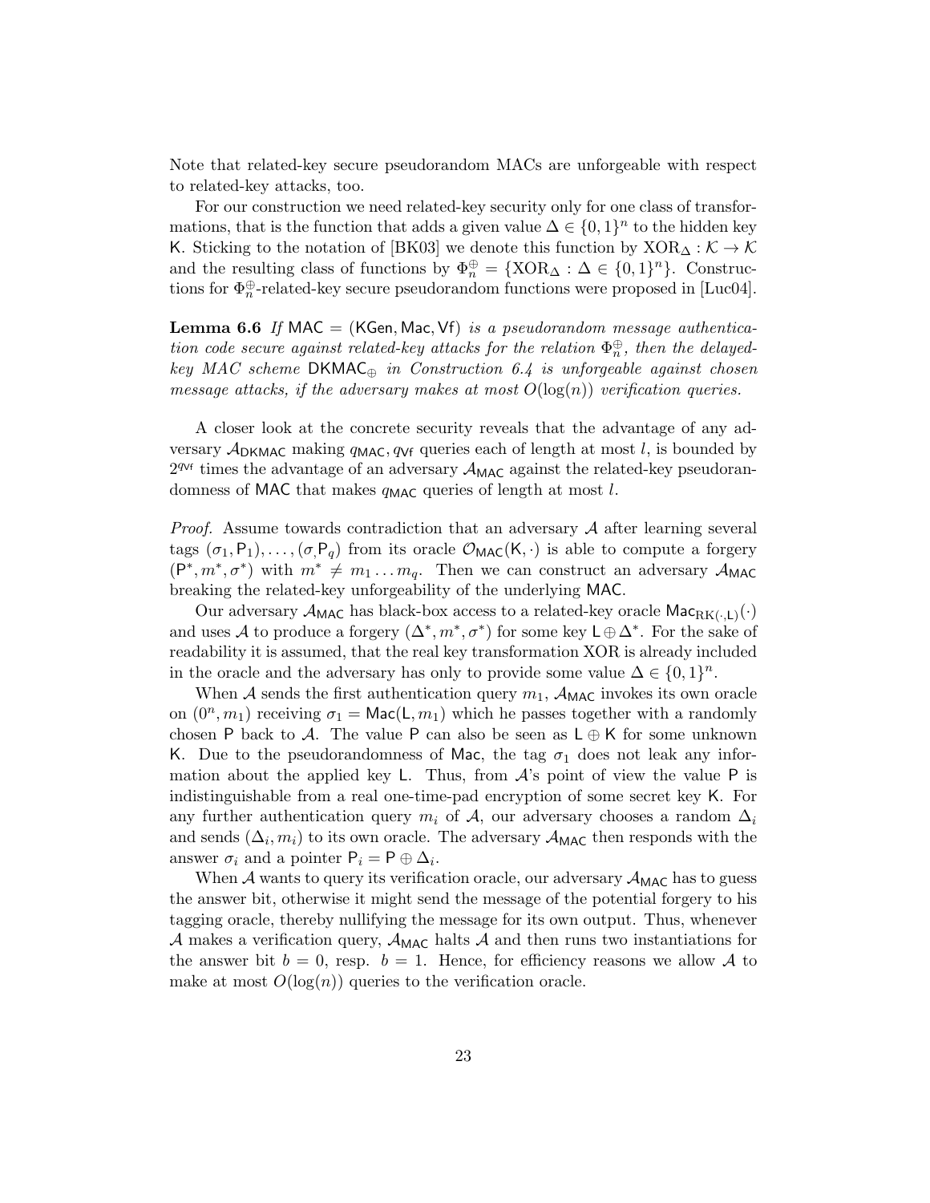Note that related-key secure pseudorandom MACs are unforgeable with respect to related-key attacks, too.

For our construction we need related-key security only for one class of transformations, that is the function that adds a given value $\Delta \in \{0,1\}^n$ to the hidden key $\mathsf{K}$. Sticking to the notation of [BK03] we denote this function by $\mathrm{XOR}_\Delta : \mathcal{K} \to \mathcal{K}$ and the resulting class of functions by $\Phi_n^\oplus = \{\mathrm{XOR}_\Delta : \Delta \in \{0,1\}^n\}$. Constructions for $\Phi_n^\oplus$-related-key secure pseudorandom functions were proposed in [Luc04].

**Lemma 6.6** *If* $\mathsf{MAC} = (\mathsf{KGen}, \mathsf{Mac}, \mathsf{Vf})$ *is a pseudorandom message authentication code secure against related-key attacks for the relation* $\Phi_n^\oplus$*, then the delayed-key MAC scheme* $\mathsf{DKMAC}_\oplus$ *in Construction 6.4 is unforgeable against chosen message attacks, if the adversary makes at most* $O(\log(n))$ *verification queries.*

A closer look at the concrete security reveals that the advantage of any adversary $\mathcal{A}_{\mathsf{DKMAC}}$ making $q_{\mathsf{MAC}}, q_{\mathsf{Vf}}$ queries each of length at most $l$, is bounded by $2^{q_{\mathsf{Vf}}}$ times the advantage of an adversary $\mathcal{A}_{\mathsf{MAC}}$ against the related-key pseudorandomness of $\mathsf{MAC}$ that makes $q_{\mathsf{MAC}}$ queries of length at most $l$.

*Proof.* Assume towards contradiction that an adversary $\mathcal{A}$ after learning several tags $(\sigma_1, \mathsf{P}_1), \ldots, (\sigma, \mathsf{P}_q)$ from its oracle $\mathcal{O}_{\mathsf{MAC}}(\mathsf{K}, \cdot)$ is able to compute a forgery $(\mathsf{P}^*, m^*, \sigma^*)$ with $m^* \neq m_1 \ldots m_q$. Then we can construct an adversary $\mathcal{A}_{\mathsf{MAC}}$ breaking the related-key unforgeability of the underlying $\mathsf{MAC}$.

Our adversary $\mathcal{A}_{\mathsf{MAC}}$ has black-box access to a related-key oracle $\mathsf{Mac}_{\mathrm{RK}(\cdot,\mathsf{L})}(\cdot)$ and uses $\mathcal{A}$ to produce a forgery $(\Delta^*, m^*, \sigma^*)$ for some key $\mathsf{L} \oplus \Delta^*$. For the sake of readability it is assumed, that the real key transformation XOR is already included in the oracle and the adversary has only to provide some value $\Delta \in \{0,1\}^n$.

When $\mathcal{A}$ sends the first authentication query $m_1$, $\mathcal{A}_{\mathsf{MAC}}$ invokes its own oracle on $(0^n, m_1)$ receiving $\sigma_1 = \mathsf{Mac}(\mathsf{L}, m_1)$ which he passes together with a randomly chosen $\mathsf{P}$ back to $\mathcal{A}$. The value $\mathsf{P}$ can also be seen as $\mathsf{L} \oplus \mathsf{K}$ for some unknown $\mathsf{K}$. Due to the pseudorandomness of $\mathsf{Mac}$, the tag $\sigma_1$ does not leak any information about the applied key $\mathsf{L}$. Thus, from $\mathcal{A}$'s point of view the value $\mathsf{P}$ is indistinguishable from a real one-time-pad encryption of some secret key $\mathsf{K}$. For any further authentication query $m_i$ of $\mathcal{A}$, our adversary chooses a random $\Delta_i$ and sends $(\Delta_i, m_i)$ to its own oracle. The adversary $\mathcal{A}_{\mathsf{MAC}}$ then responds with the answer $\sigma_i$ and a pointer $\mathsf{P}_i = \mathsf{P} \oplus \Delta_i$.

When $\mathcal{A}$ wants to query its verification oracle, our adversary $\mathcal{A}_{\mathsf{MAC}}$ has to guess the answer bit, otherwise it might send the message of the potential forgery to his tagging oracle, thereby nullifying the message for its own output. Thus, whenever $\mathcal{A}$ makes a verification query, $\mathcal{A}_{\mathsf{MAC}}$ halts $\mathcal{A}$ and then runs two instantiations for the answer bit $b = 0$, resp. $b = 1$. Hence, for efficiency reasons we allow $\mathcal{A}$ to make at most $O(\log(n))$ queries to the verification oracle.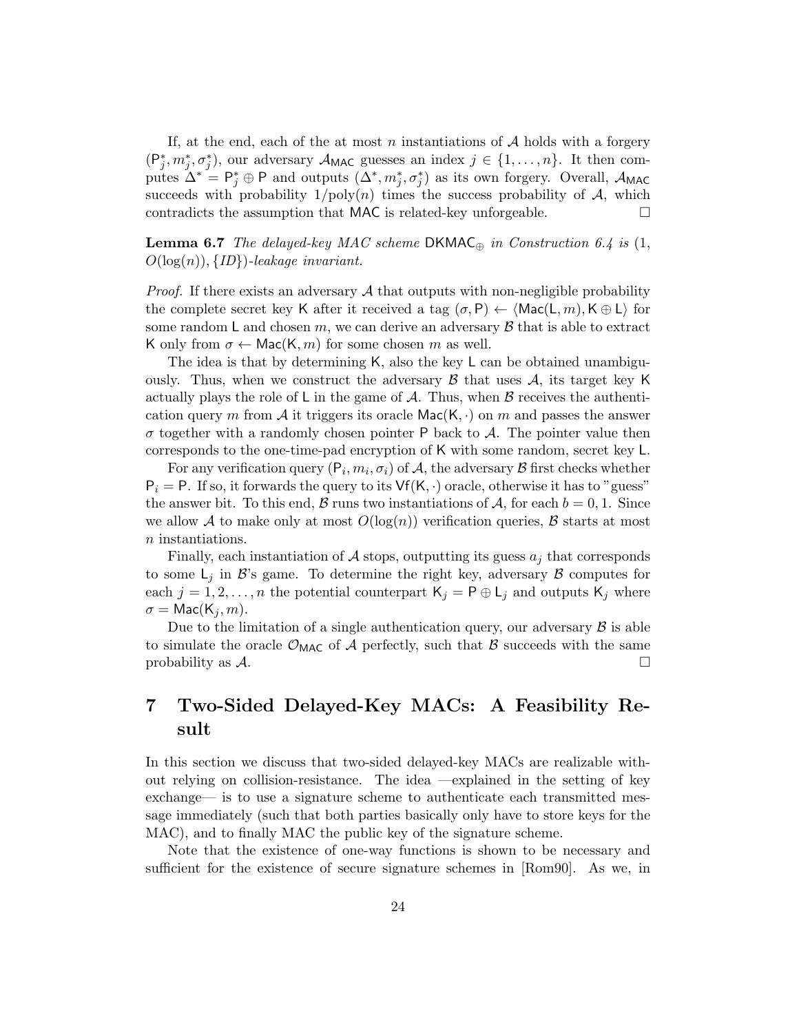If, at the end, each of the at most $n$ instantiations of $\mathcal{A}$ holds with a forgery $(\mathsf{P}_j^*, m_j^*, \sigma_j^*)$, our adversary $\mathcal{A}_{\mathsf{MAC}}$ guesses an index $j \in \{1, \ldots, n\}$. It then computes $\Delta^* = \mathsf{P}_j^* \oplus \mathsf{P}$ and outputs $(\Delta^*, m_j^*, \sigma_j^*)$ as its own forgery. Overall, $\mathcal{A}_{\mathsf{MAC}}$ succeeds with probability $1/\text{poly}(n)$ times the success probability of $\mathcal{A}$, which contradicts the assumption that $\mathsf{MAC}$ is related-key unforgeable. □

**Lemma 6.7** *The delayed-key MAC scheme $\mathsf{DKMAC}_\oplus$ in Construction 6.4 is $(1, O(\log(n)), \{ID\})$-leakage invariant.*

*Proof.* If there exists an adversary $\mathcal{A}$ that outputs with non-negligible probability the complete secret key $\mathsf{K}$ after it received a tag $(\sigma, \mathsf{P}) \leftarrow \langle \mathsf{Mac}(\mathsf{L}, m), \mathsf{K} \oplus \mathsf{L} \rangle$ for some random $\mathsf{L}$ and chosen $m$, we can derive an adversary $\mathcal{B}$ that is able to extract $\mathsf{K}$ only from $\sigma \leftarrow \mathsf{Mac}(\mathsf{K}, m)$ for some chosen $m$ as well.

The idea is that by determining $\mathsf{K}$, also the key $\mathsf{L}$ can be obtained unambiguously. Thus, when we construct the adversary $\mathcal{B}$ that uses $\mathcal{A}$, its target key $\mathsf{K}$ actually plays the role of $\mathsf{L}$ in the game of $\mathcal{A}$. Thus, when $\mathcal{B}$ receives the authentication query $m$ from $\mathcal{A}$ it triggers its oracle $\mathsf{Mac}(\mathsf{K}, \cdot)$ on $m$ and passes the answer $\sigma$ together with a randomly chosen pointer $\mathsf{P}$ back to $\mathcal{A}$. The pointer value then corresponds to the one-time-pad encryption of $\mathsf{K}$ with some random, secret key $\mathsf{L}$.

For any verification query $(\mathsf{P}_i, m_i, \sigma_i)$ of $\mathcal{A}$, the adversary $\mathcal{B}$ first checks whether $\mathsf{P}_i = \mathsf{P}$. If so, it forwards the query to its $\mathsf{Vf}(\mathsf{K}, \cdot)$ oracle, otherwise it has to "guess" the answer bit. To this end, $\mathcal{B}$ runs two instantiations of $\mathcal{A}$, for each $b = 0, 1$. Since we allow $\mathcal{A}$ to make only at most $O(\log(n))$ verification queries, $\mathcal{B}$ starts at most $n$ instantiations.

Finally, each instantiation of $\mathcal{A}$ stops, outputting its guess $a_j$ that corresponds to some $\mathsf{L}_j$ in $\mathcal{B}$'s game. To determine the right key, adversary $\mathcal{B}$ computes for each $j = 1, 2, \ldots, n$ the potential counterpart $\mathsf{K}_j = \mathsf{P} \oplus \mathsf{L}_j$ and outputs $\mathsf{K}_j$ where $\sigma = \mathsf{Mac}(\mathsf{K}_j, m)$.

Due to the limitation of a single authentication query, our adversary $\mathcal{B}$ is able to simulate the oracle $\mathcal{O}_{\mathsf{MAC}}$ of $\mathcal{A}$ perfectly, such that $\mathcal{B}$ succeeds with the same probability as $\mathcal{A}$. □

# 7 Two-Sided Delayed-Key MACs: A Feasibility Result

In this section we discuss that two-sided delayed-key MACs are realizable without relying on collision-resistance. The idea —explained in the setting of key exchange— is to use a signature scheme to authenticate each transmitted message immediately (such that both parties basically only have to store keys for the MAC), and to finally MAC the public key of the signature scheme.

Note that the existence of one-way functions is shown to be necessary and sufficient for the existence of secure signature schemes in [Rom90]. As we, in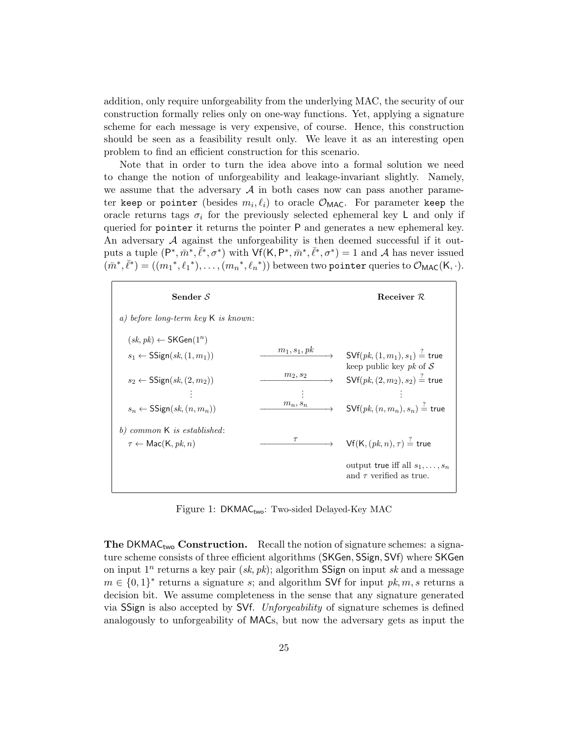addition, only require unforgeability from the underlying MAC, the security of our construction formally relies only on one-way functions. Yet, applying a signature scheme for each message is very expensive, of course. Hence, this construction should be seen as a feasibility result only. We leave it as an interesting open problem to find an efficient construction for this scenario.

Note that in order to turn the idea above into a formal solution we need to change the notion of unforgeability and leakage-invariant slightly. Namely, we assume that the adversary $\mathcal{A}$ in both cases now can pass another parameter `keep` or `pointer` (besides $m_i, \ell_i$) to oracle $\mathcal{O}_{\mathsf{MAC}}$. For parameter `keep` the oracle returns tags $\sigma_i$ for the previously selected ephemeral key $\mathsf{L}$ and only if queried for `pointer` it returns the pointer $\mathsf{P}$ and generates a new ephemeral key. An adversary $\mathcal{A}$ against the unforgeability is then deemed successful if it outputs a tuple $(\mathsf{P}^*, \bar{m}^*, \bar{\ell}^*, \sigma^*)$ with $\mathsf{Vf}(\mathsf{K}, \mathsf{P}^*, \bar{m}^*, \bar{\ell}^*, \sigma^*) = 1$ and $\mathcal{A}$ has never issued $(\bar{m}^*, \bar{\ell}^*) = ((m_1{}^*, \ell_1{}^*), \ldots, (m_n{}^*, \ell_n{}^*))$ between two `pointer` queries to $\mathcal{O}_{\mathsf{MAC}}(\mathsf{K}, \cdot)$.

| **Sender $\mathcal{S}$** | | **Receiver $\mathcal{R}$** |
|---|---|---|
| *a) before long-term key* $\mathsf{K}$ *is known*: | | |
| $(sk, pk) \leftarrow \mathsf{SKGen}(1^n)$ | | |
| $s_1 \leftarrow \mathsf{SSign}(sk, (1, m_1))$ | $\xrightarrow{m_1, s_1, pk}$ | $\mathsf{SVf}(pk, (1, m_1), s_1) \stackrel{?}{=} \mathsf{true}$ keep public key $pk$ of $\mathcal{S}$ |
| $s_2 \leftarrow \mathsf{SSign}(sk, (2, m_2))$ | $\xrightarrow{m_2, s_2}$ | $\mathsf{SVf}(pk, (2, m_2), s_2) \stackrel{?}{=} \mathsf{true}$ |
| $\vdots$ | $\vdots$ | $\vdots$ |
| $s_n \leftarrow \mathsf{SSign}(sk, (n, m_n))$ | $\xrightarrow{m_n, s_n}$ | $\mathsf{SVf}(pk, (n, m_n), s_n) \stackrel{?}{=} \mathsf{true}$ |
| *b) common* $\mathsf{K}$ *is established*: | | |
| $\tau \leftarrow \mathsf{Mac}(\mathsf{K}, pk, n)$ | $\xrightarrow{\tau}$ | $\mathsf{Vf}(\mathsf{K}, (pk, n), \tau) \stackrel{?}{=} \mathsf{true}$ |
| | | output $\mathsf{true}$ iff all $s_1, \ldots, s_n$ and $\tau$ verified as true. |

Figure 1: $\mathsf{DKMAC_{two}}$: Two-sided Delayed-Key MAC

**The $\mathsf{DKMAC_{two}}$ Construction.** Recall the notion of signature schemes: a signature scheme consists of three efficient algorithms $(\mathsf{SKGen}, \mathsf{SSign}, \mathsf{SVf})$ where $\mathsf{SKGen}$ on input $1^n$ returns a key pair $(sk, pk)$; algorithm $\mathsf{SSign}$ on input $sk$ and a message $m \in \{0,1\}^*$ returns a signature $s$; and algorithm $\mathsf{SVf}$ for input $pk, m, s$ returns a decision bit. We assume completeness in the sense that any signature generated via $\mathsf{SSign}$ is also accepted by $\mathsf{SVf}$. *Unforgeability* of signature schemes is defined analogously to unforgeability of $\mathsf{MAC}$s, but now the adversary gets as input the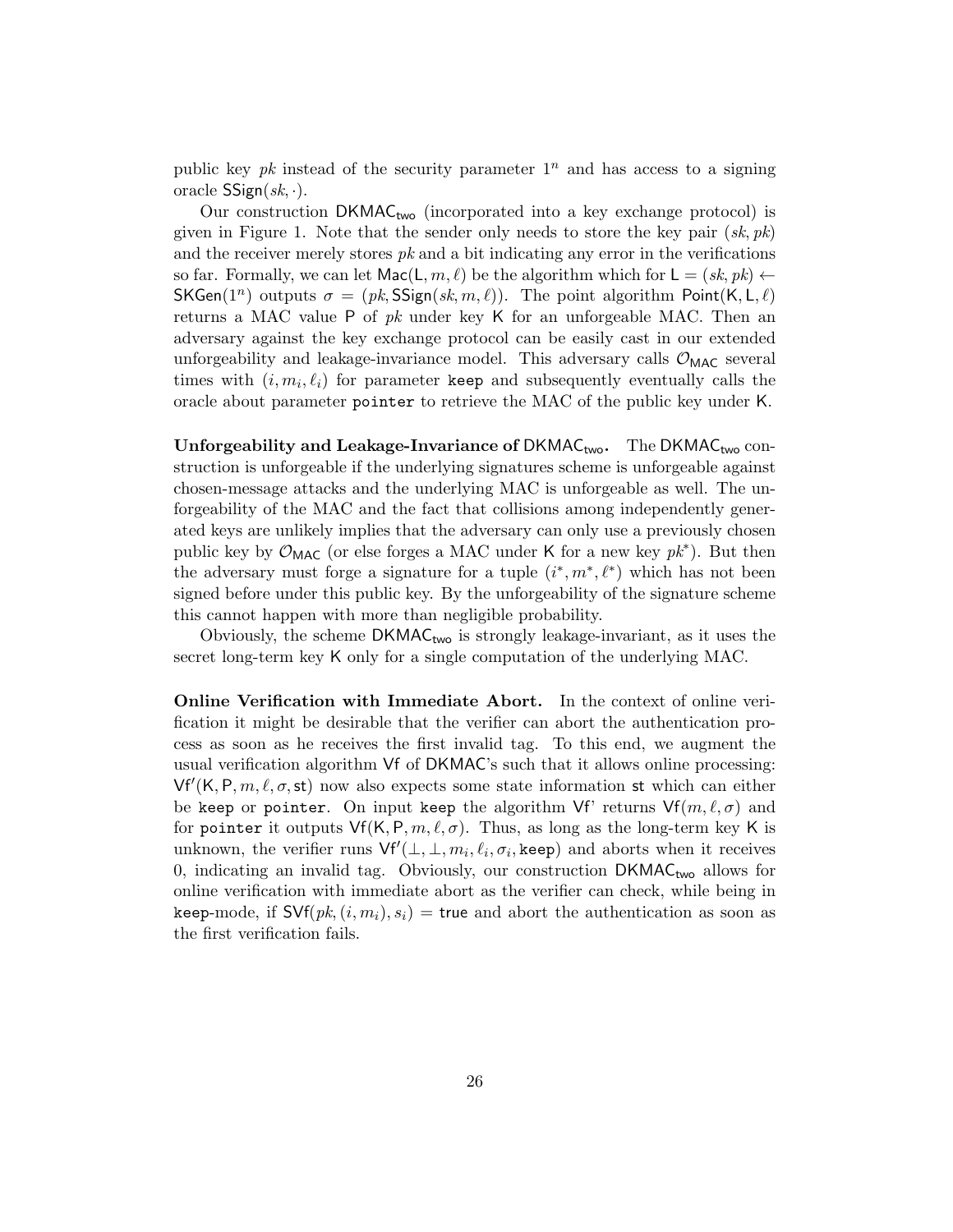public key $pk$ instead of the security parameter $1^n$ and has access to a signing oracle $\mathsf{SSign}(sk, \cdot)$.

Our construction $\mathsf{DKMAC_{two}}$ (incorporated into a key exchange protocol) is given in Figure 1. Note that the sender only needs to store the key pair $(sk, pk)$ and the receiver merely stores $pk$ and a bit indicating any error in the verifications so far. Formally, we can let $\mathsf{Mac}(\mathsf{L}, m, \ell)$ be the algorithm which for $\mathsf{L} = (sk, pk) \leftarrow \mathsf{SKGen}(1^n)$ outputs $\sigma = (pk, \mathsf{SSign}(sk, m, \ell))$. The point algorithm $\mathsf{Point}(\mathsf{K}, \mathsf{L}, \ell)$ returns a MAC value $\mathsf{P}$ of $pk$ under key $\mathsf{K}$ for an unforgeable MAC. Then an adversary against the key exchange protocol can be easily cast in our extended unforgeability and leakage-invariance model. This adversary calls $\mathcal{O}_{\mathsf{MAC}}$ several times with $(i, m_i, \ell_i)$ for parameter `keep` and subsequently eventually calls the oracle about parameter `pointer` to retrieve the MAC of the public key under $\mathsf{K}$.

**Unforgeability and Leakage-Invariance of $\mathsf{DKMAC_{two}}$.** The $\mathsf{DKMAC_{two}}$ construction is unforgeable if the underlying signatures scheme is unforgeable against chosen-message attacks and the underlying MAC is unforgeable as well. The unforgeability of the MAC and the fact that collisions among independently generated keys are unlikely implies that the adversary can only use a previously chosen public key by $\mathcal{O}_{\mathsf{MAC}}$ (or else forges a MAC under $\mathsf{K}$ for a new key $pk^*$). But then the adversary must forge a signature for a tuple $(i^*, m^*, \ell^*)$ which has not been signed before under this public key. By the unforgeability of the signature scheme this cannot happen with more than negligible probability.

Obviously, the scheme $\mathsf{DKMAC_{two}}$ is strongly leakage-invariant, as it uses the secret long-term key $\mathsf{K}$ only for a single computation of the underlying MAC.

**Online Verification with Immediate Abort.** In the context of online verification it might be desirable that the verifier can abort the authentication process as soon as he receives the first invalid tag. To this end, we augment the usual verification algorithm $\mathsf{Vf}$ of $\mathsf{DKMAC}$'s such that it allows online processing: $\mathsf{Vf}'(\mathsf{K}, \mathsf{P}, m, \ell, \sigma, \mathsf{st})$ now also expects some state information $\mathsf{st}$ which can either be `keep` or `pointer`. On input `keep` the algorithm $\mathsf{Vf}$' returns $\mathsf{Vf}(m, \ell, \sigma)$ and for `pointer` it outputs $\mathsf{Vf}(\mathsf{K}, \mathsf{P}, m, \ell, \sigma)$. Thus, as long as the long-term key $\mathsf{K}$ is unknown, the verifier runs $\mathsf{Vf}'(\perp, \perp, m_i, \ell_i, \sigma_i, \texttt{keep})$ and aborts when it receives 0, indicating an invalid tag. Obviously, our construction $\mathsf{DKMAC_{two}}$ allows for online verification with immediate abort as the verifier can check, while being in `keep`-mode, if $\mathsf{SVf}(pk, (i, m_i), s_i) = \mathsf{true}$ and abort the authentication as soon as the first verification fails.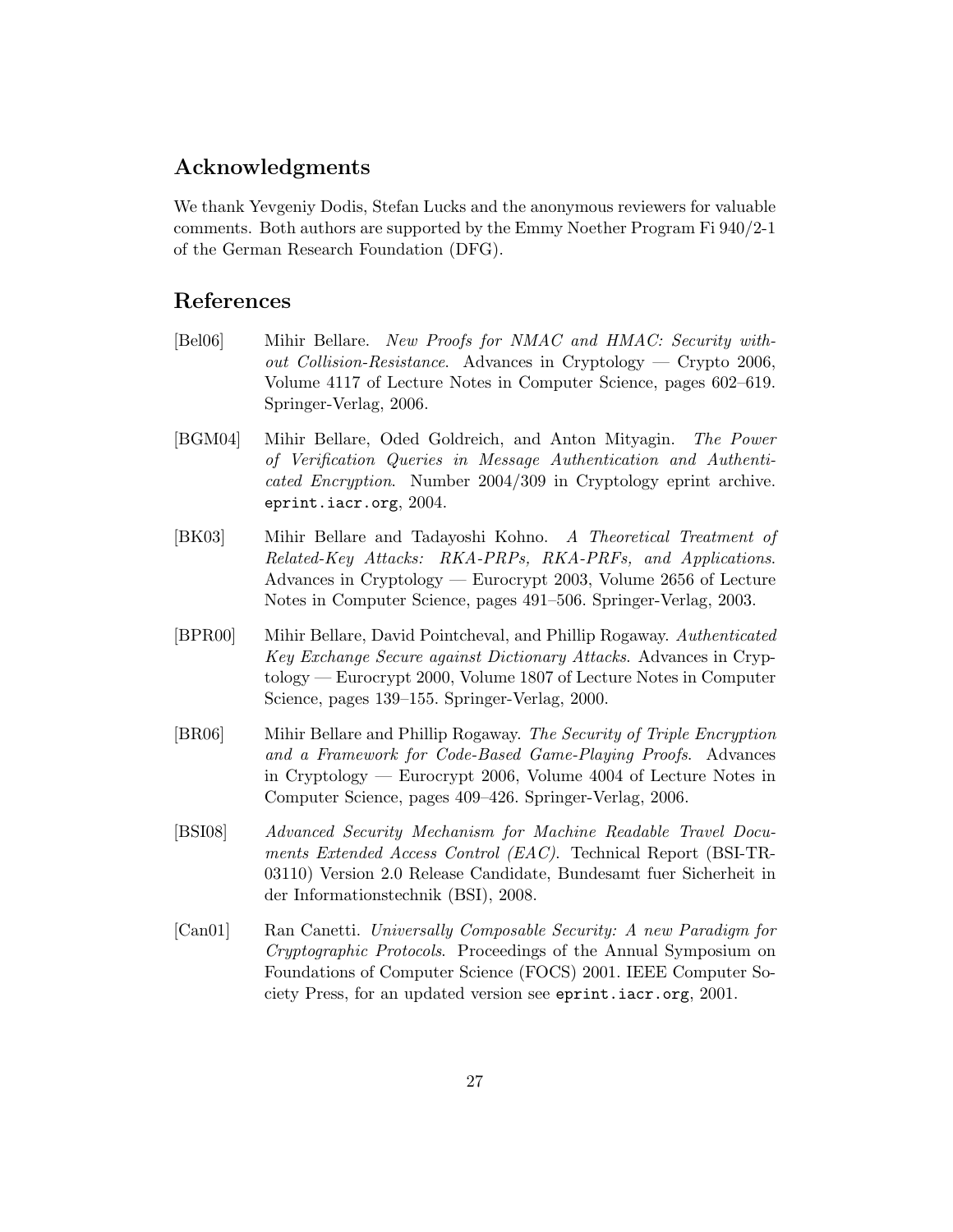## Acknowledgments

We thank Yevgeniy Dodis, Stefan Lucks and the anonymous reviewers for valuable comments. Both authors are supported by the Emmy Noether Program Fi 940/2-1 of the German Research Foundation (DFG).

## References

[Bel06] Mihir Bellare. *New Proofs for NMAC and HMAC: Security without Collision-Resistance*. Advances in Cryptology — Crypto 2006, Volume 4117 of Lecture Notes in Computer Science, pages 602–619. Springer-Verlag, 2006.

[BGM04] Mihir Bellare, Oded Goldreich, and Anton Mityagin. *The Power of Verification Queries in Message Authentication and Authenticated Encryption*. Number 2004/309 in Cryptology eprint archive. `eprint.iacr.org`, 2004.

[BK03] Mihir Bellare and Tadayoshi Kohno. *A Theoretical Treatment of Related-Key Attacks: RKA-PRPs, RKA-PRFs, and Applications*. Advances in Cryptology — Eurocrypt 2003, Volume 2656 of Lecture Notes in Computer Science, pages 491–506. Springer-Verlag, 2003.

[BPR00] Mihir Bellare, David Pointcheval, and Phillip Rogaway. *Authenticated Key Exchange Secure against Dictionary Attacks*. Advances in Cryptology — Eurocrypt 2000, Volume 1807 of Lecture Notes in Computer Science, pages 139–155. Springer-Verlag, 2000.

[BR06] Mihir Bellare and Phillip Rogaway. *The Security of Triple Encryption and a Framework for Code-Based Game-Playing Proofs*. Advances in Cryptology — Eurocrypt 2006, Volume 4004 of Lecture Notes in Computer Science, pages 409–426. Springer-Verlag, 2006.

[BSI08] *Advanced Security Mechanism for Machine Readable Travel Documents Extended Access Control (EAC)*. Technical Report (BSI-TR-03110) Version 2.0 Release Candidate, Bundesamt fuer Sicherheit in der Informationstechnik (BSI), 2008.

[Can01] Ran Canetti. *Universally Composable Security: A new Paradigm for Cryptographic Protocols*. Proceedings of the Annual Symposium on Foundations of Computer Science (FOCS) 2001. IEEE Computer Society Press, for an updated version see `eprint.iacr.org`, 2001.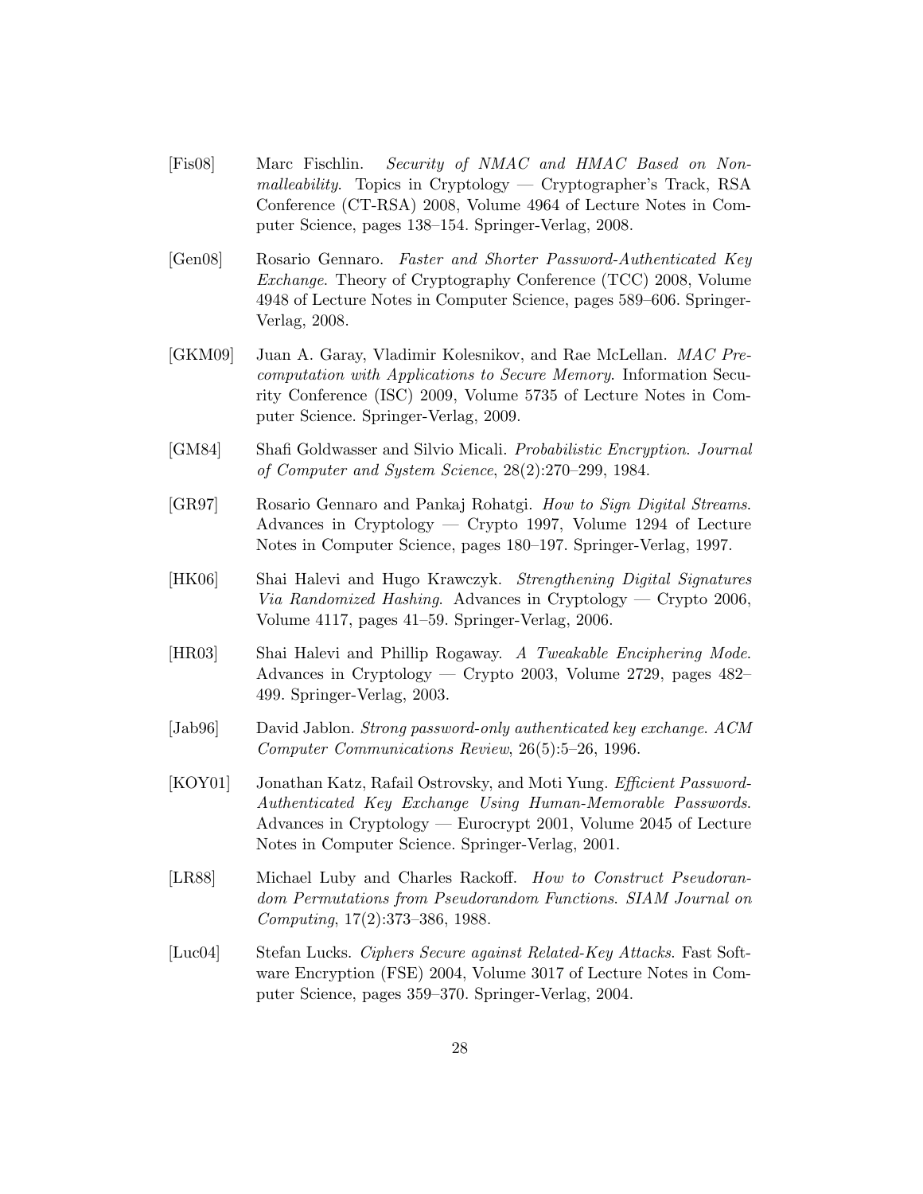[Fis08] Marc Fischlin. *Security of NMAC and HMAC Based on Non-malleability*. Topics in Cryptology — Cryptographer's Track, RSA Conference (CT-RSA) 2008, Volume 4964 of Lecture Notes in Computer Science, pages 138–154. Springer-Verlag, 2008.

[Gen08] Rosario Gennaro. *Faster and Shorter Password-Authenticated Key Exchange*. Theory of Cryptography Conference (TCC) 2008, Volume 4948 of Lecture Notes in Computer Science, pages 589–606. Springer-Verlag, 2008.

[GKM09] Juan A. Garay, Vladimir Kolesnikov, and Rae McLellan. *MAC Precomputation with Applications to Secure Memory*. Information Security Conference (ISC) 2009, Volume 5735 of Lecture Notes in Computer Science. Springer-Verlag, 2009.

[GM84] Shafi Goldwasser and Silvio Micali. *Probabilistic Encryption*. *Journal of Computer and System Science*, 28(2):270–299, 1984.

[GR97] Rosario Gennaro and Pankaj Rohatgi. *How to Sign Digital Streams*. Advances in Cryptology — Crypto 1997, Volume 1294 of Lecture Notes in Computer Science, pages 180–197. Springer-Verlag, 1997.

[HK06] Shai Halevi and Hugo Krawczyk. *Strengthening Digital Signatures Via Randomized Hashing*. Advances in Cryptology — Crypto 2006, Volume 4117, pages 41–59. Springer-Verlag, 2006.

[HR03] Shai Halevi and Phillip Rogaway. *A Tweakable Enciphering Mode*. Advances in Cryptology — Crypto 2003, Volume 2729, pages 482–499. Springer-Verlag, 2003.

[Jab96] David Jablon. *Strong password-only authenticated key exchange*. *ACM Computer Communications Review*, 26(5):5–26, 1996.

[KOY01] Jonathan Katz, Rafail Ostrovsky, and Moti Yung. *Efficient Password-Authenticated Key Exchange Using Human-Memorable Passwords*. Advances in Cryptology — Eurocrypt 2001, Volume 2045 of Lecture Notes in Computer Science. Springer-Verlag, 2001.

[LR88] Michael Luby and Charles Rackoff. *How to Construct Pseudorandom Permutations from Pseudorandom Functions*. *SIAM Journal on Computing*, 17(2):373–386, 1988.

[Luc04] Stefan Lucks. *Ciphers Secure against Related-Key Attacks*. Fast Software Encryption (FSE) 2004, Volume 3017 of Lecture Notes in Computer Science, pages 359–370. Springer-Verlag, 2004.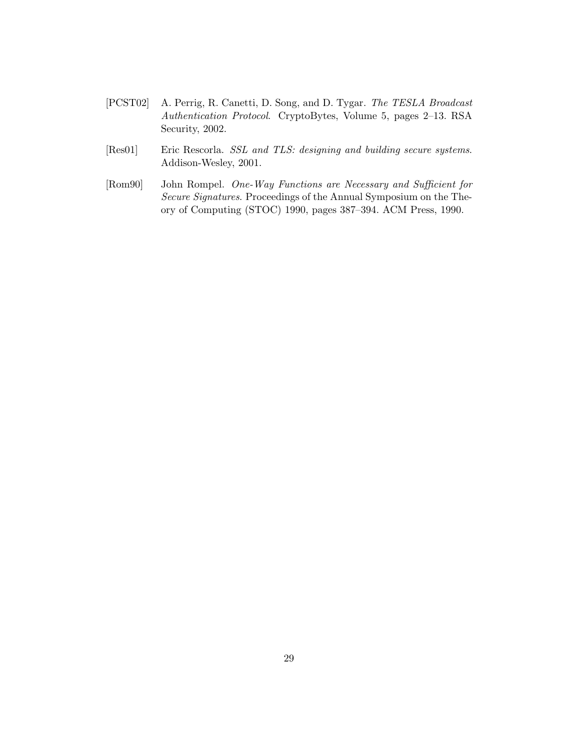[PCST02] A. Perrig, R. Canetti, D. Song, and D. Tygar. *The TESLA Broadcast Authentication Protocol*. CryptoBytes, Volume 5, pages 2–13. RSA Security, 2002.

[Res01] Eric Rescorla. *SSL and TLS: designing and building secure systems*. Addison-Wesley, 2001.

[Rom90] John Rompel. *One-Way Functions are Necessary and Sufficient for Secure Signatures*. Proceedings of the Annual Symposium on the Theory of Computing (STOC) 1990, pages 387–394. ACM Press, 1990.